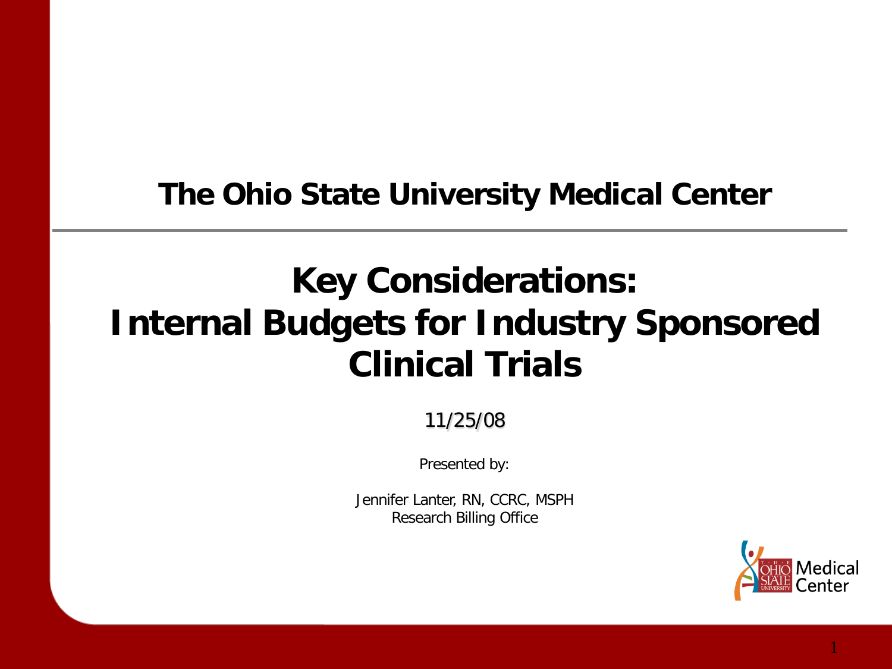## The Ohio State University Medical Center

# Key Considerations: Internal Budgets for Industry Sponsored Clinical Trials

11/25/08

Presented by:

Jennifer Lanter, RN, CCRC, MSPH
Research Billing Office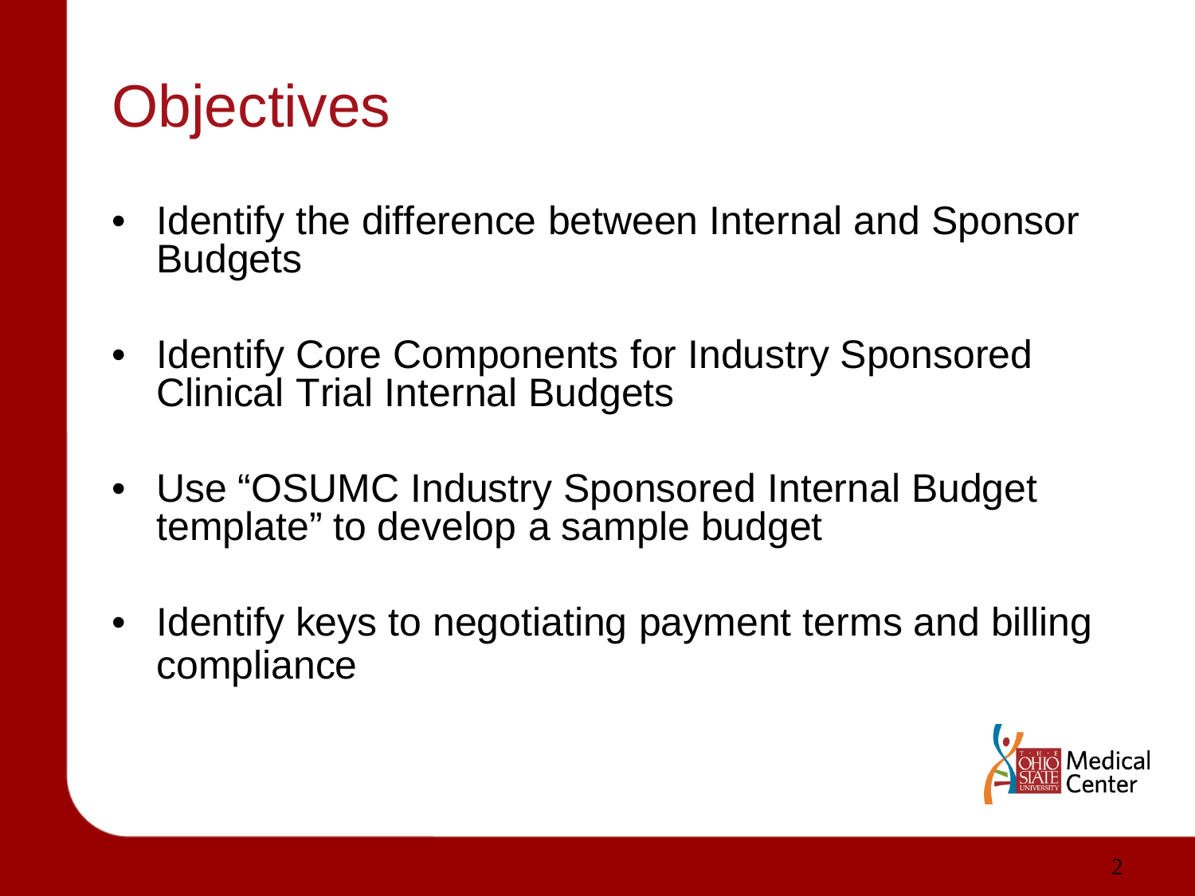# Objectives

- Identify the difference between Internal and Sponsor Budgets
- Identify Core Components for Industry Sponsored Clinical Trial Internal Budgets
- Use “OSUMC Industry Sponsored Internal Budget template” to develop a sample budget
- Identify keys to negotiating payment terms and billing compliance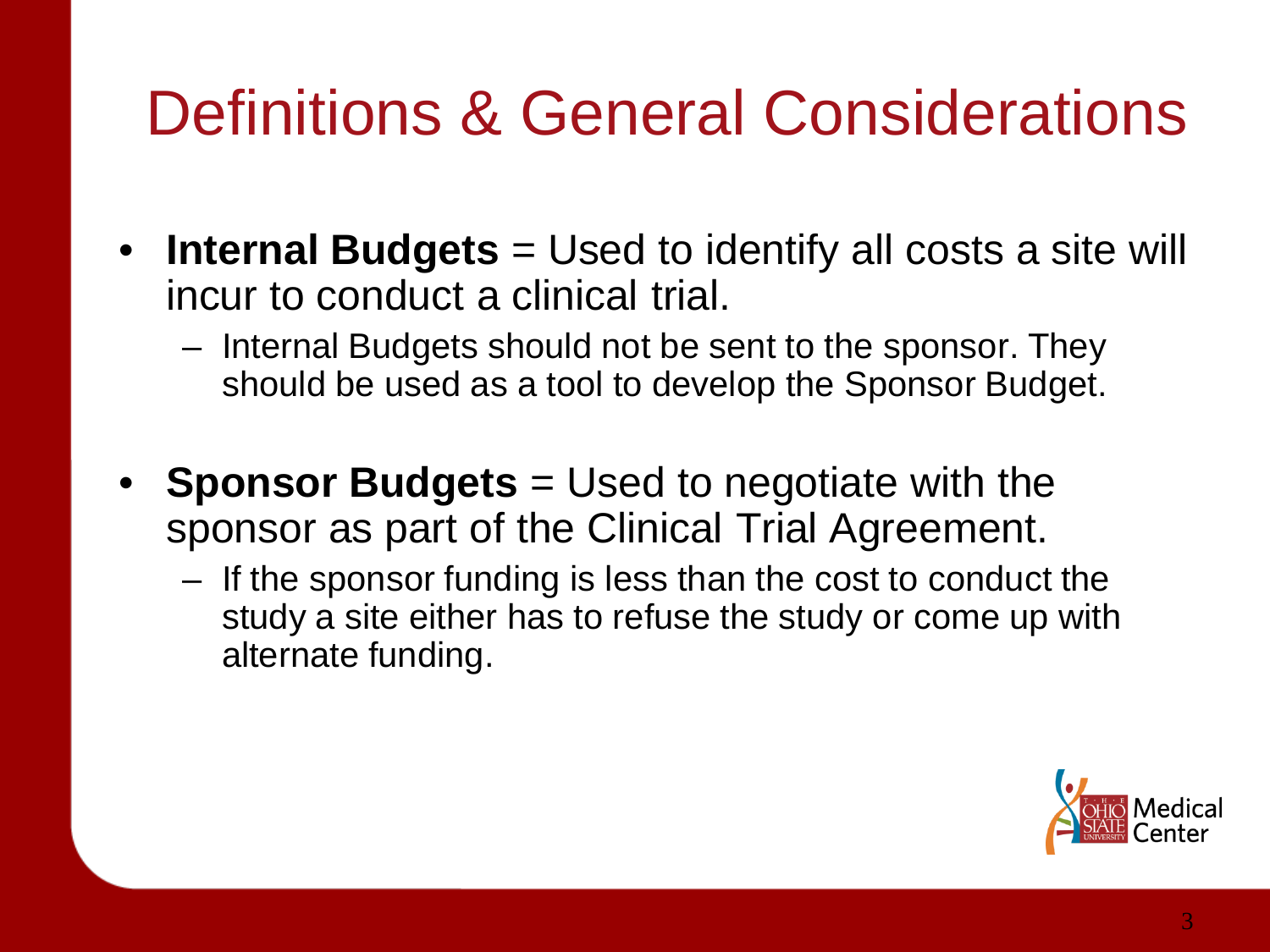# Definitions & General Considerations

- **Internal Budgets** = Used to identify all costs a site will incur to conduct a clinical trial.
  - Internal Budgets should not be sent to the sponsor. They should be used as a tool to develop the Sponsor Budget.
- **Sponsor Budgets** = Used to negotiate with the sponsor as part of the Clinical Trial Agreement.
  - If the sponsor funding is less than the cost to conduct the study a site either has to refuse the study or come up with alternate funding.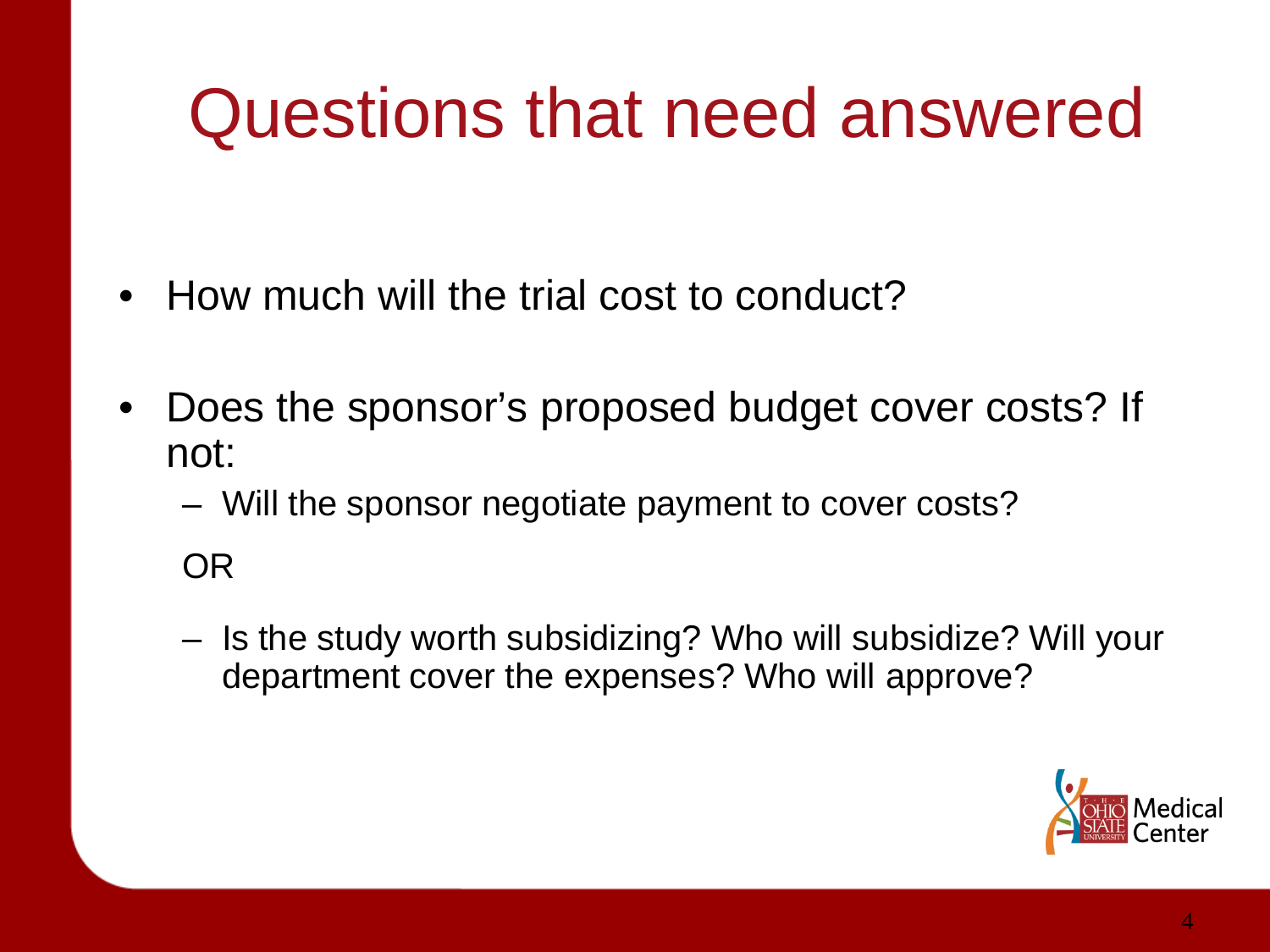# Questions that need answered

- How much will the trial cost to conduct?
- Does the sponsor's proposed budget cover costs? If not:
  - Will the sponsor negotiate payment to cover costs?

  OR

  - Is the study worth subsidizing? Who will subsidize? Will your department cover the expenses? Who will approve?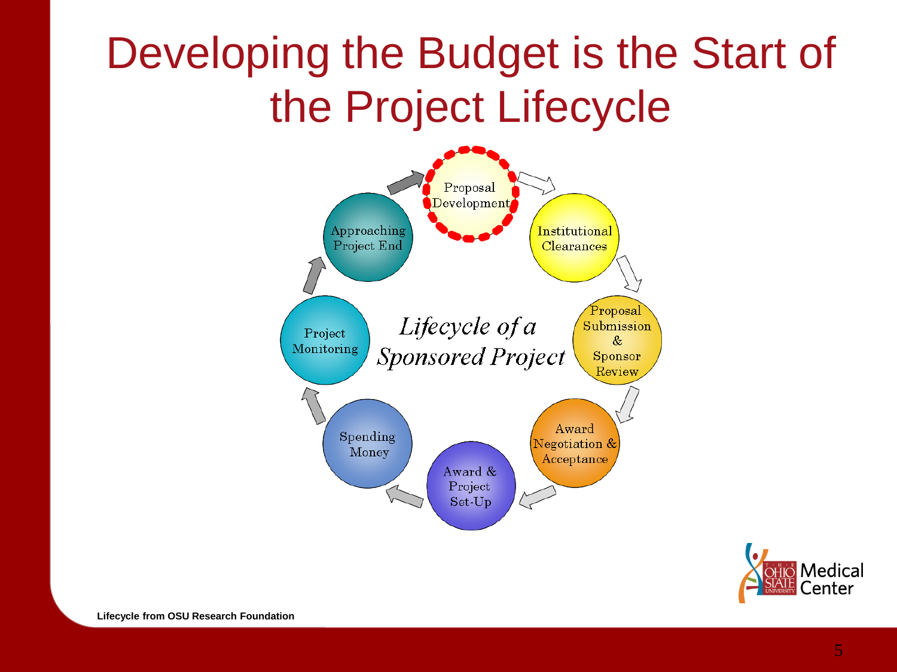# Developing the Budget is the Start of the Project Lifecycle

*Lifecycle of a Sponsored Project*

- Proposal Development
- Institutional Clearances
- Proposal Submission & Sponsor Review
- Award Negotiation & Acceptance
- Award & Project Set-Up
- Spending Money
- Project Monitoring
- Approaching Project End

**Lifecycle from OSU Research Foundation**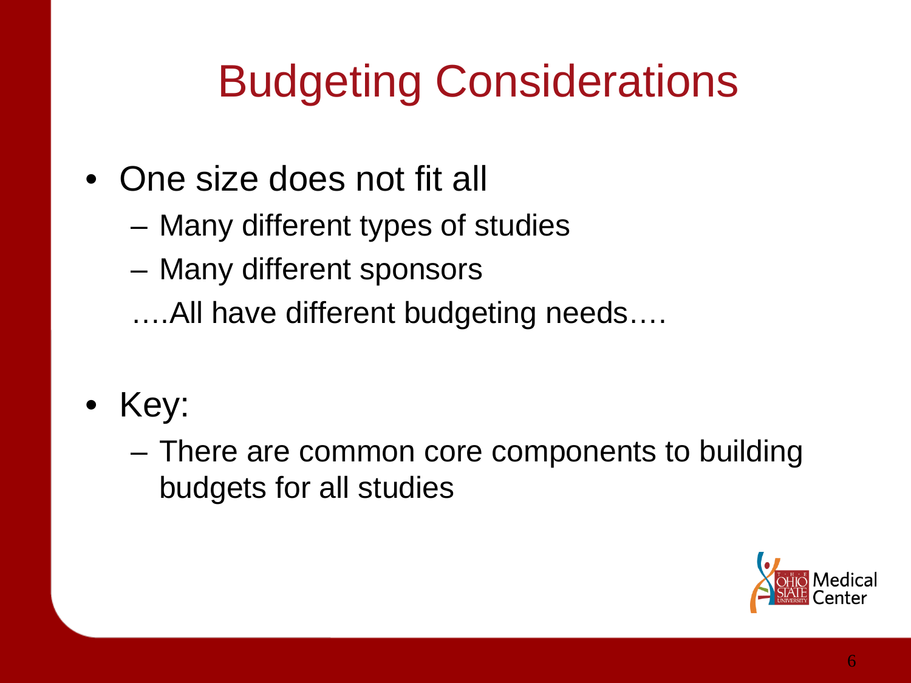# Budgeting Considerations

- One size does not fit all
  - Many different types of studies
  - Many different sponsors

  ….All have different budgeting needs….

- Key:
  - There are common core components to building budgets for all studies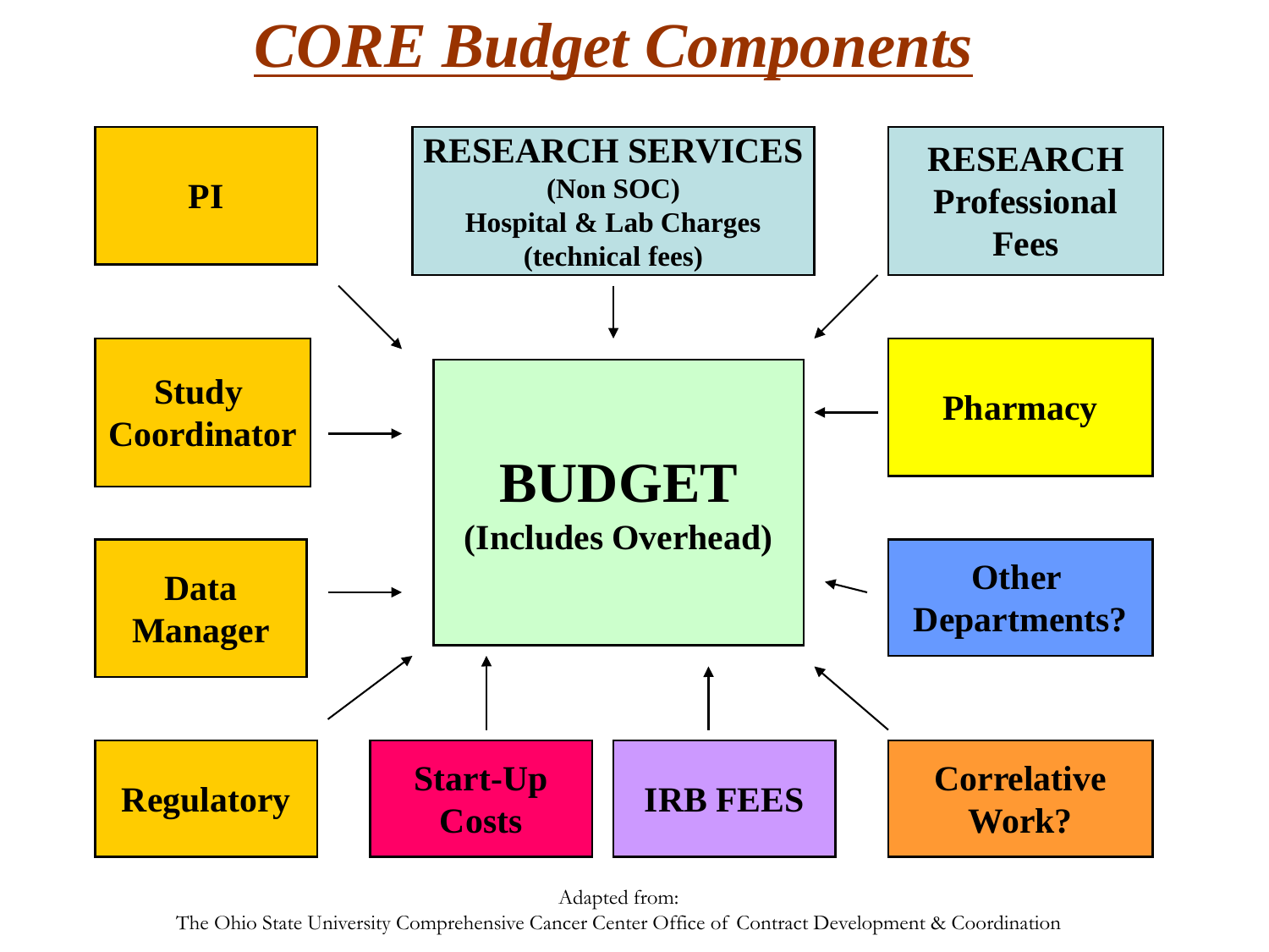# CORE Budget Components

**BUDGET**
**(Includes Overhead)**

Components feeding into the budget:

- **PI**
- **RESEARCH SERVICES** (Non SOC) Hospital & Lab Charges (technical fees)
- **RESEARCH Professional Fees**
- **Study Coordinator**
- **Pharmacy**
- **Data Manager**
- **Other Departments?**
- **Regulatory**
- **Start-Up Costs**
- **IRB FEES**
- **Correlative Work?**

Adapted from:
The Ohio State University Comprehensive Cancer Center Office of Contract Development & Coordination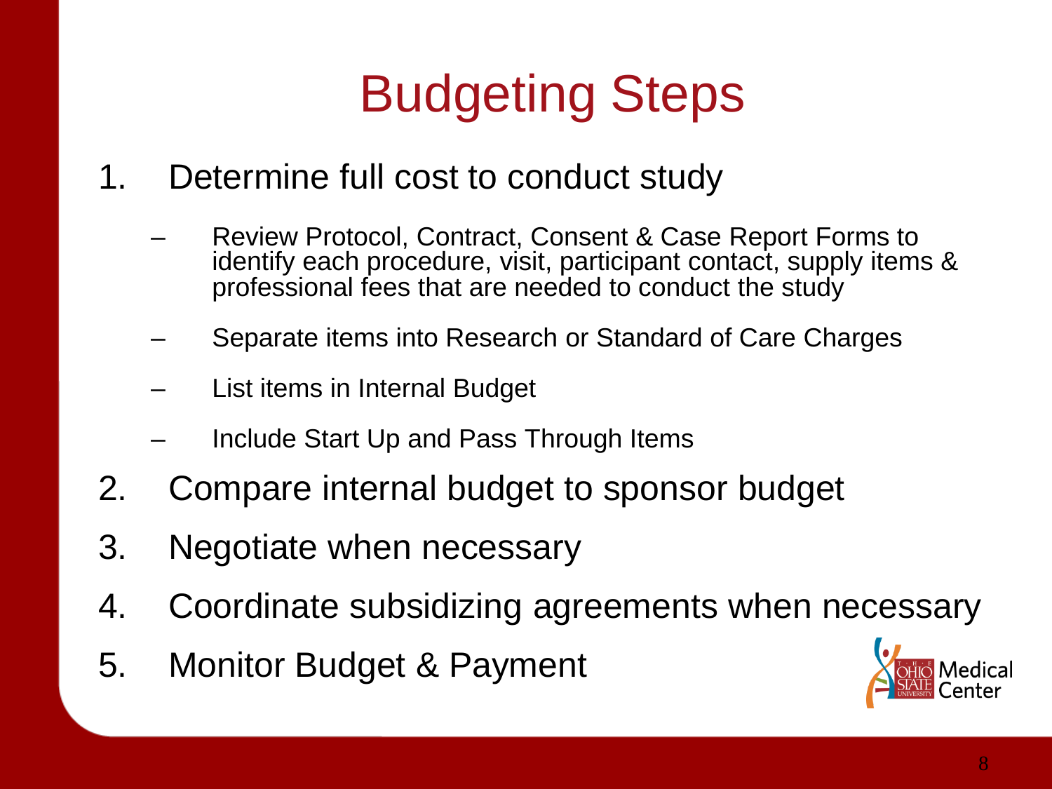# Budgeting Steps

1. Determine full cost to conduct study
   - Review Protocol, Contract, Consent & Case Report Forms to identify each procedure, visit, participant contact, supply items & professional fees that are needed to conduct the study
   - Separate items into Research or Standard of Care Charges
   - List items in Internal Budget
   - Include Start Up and Pass Through Items
2. Compare internal budget to sponsor budget
3. Negotiate when necessary
4. Coordinate subsidizing agreements when necessary
5. Monitor Budget & Payment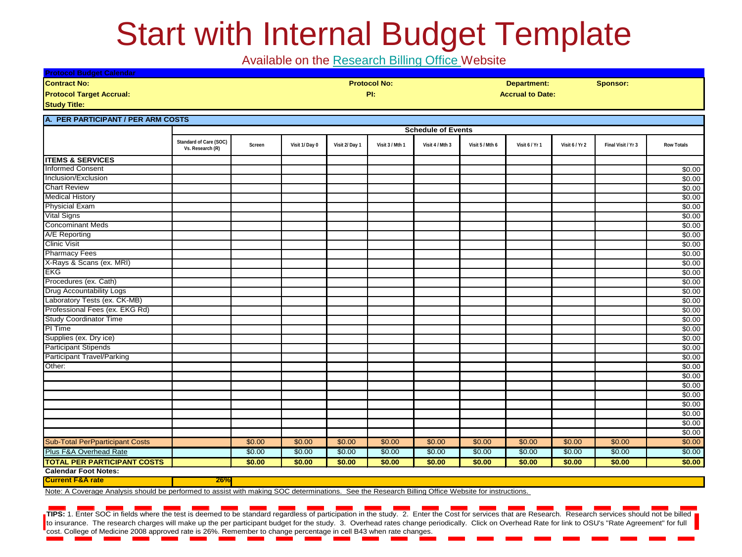# Start with Internal Budget Template

Available on the Research Billing Office Website

**Protocol Budget Calendar**

| | | | |
|---|---|---|---|
| **Contract No:** | **Protocol No:** | **Department:** | **Sponsor:** |
| **Protocol Target Accrual:** | **PI:** | **Accrual to Date:** | |
| **Study Title:** | | | |

**A. PER PARTICIPANT / PER ARM COSTS**

| | Schedule of Events | | | | | | | | | | |
|---|---|---|---|---|---|---|---|---|---|---|---|
| | Standard of Care (SOC) Vs. Research (R) | Screen | Visit 1/ Day 0 | Visit 2/ Day 1 | Visit 3 / Mth 1 | Visit 4 / Mth 3 | Visit 5 / Mth 6 | Visit 6 / Yr 1 | Visit 6 / Yr 2 | Final Visit / Yr 3 | Row Totals |
| **ITEMS & SERVICES** | | | | | | | | | | | |
| Informed Consent | | | | | | | | | | | $0.00 |
| Inclusion/Exclusion | | | | | | | | | | | $0.00 |
| Chart Review | | | | | | | | | | | $0.00 |
| Medical History | | | | | | | | | | | $0.00 |
| Physicial Exam | | | | | | | | | | | $0.00 |
| Vital Signs | | | | | | | | | | | $0.00 |
| Concominant Meds | | | | | | | | | | | $0.00 |
| A/E Reporting | | | | | | | | | | | $0.00 |
| Clinic Visit | | | | | | | | | | | $0.00 |
| Pharmacy Fees | | | | | | | | | | | $0.00 |
| X-Rays & Scans (ex. MRI) | | | | | | | | | | | $0.00 |
| EKG | | | | | | | | | | | $0.00 |
| Procedures (ex. Cath) | | | | | | | | | | | $0.00 |
| Drug Accountability Logs | | | | | | | | | | | $0.00 |
| Laboratory Tests (ex. CK-MB) | | | | | | | | | | | $0.00 |
| Professional Fees (ex. EKG Rd) | | | | | | | | | | | $0.00 |
| Study Coordinator Time | | | | | | | | | | | $0.00 |
| PI Time | | | | | | | | | | | $0.00 |
| Supplies (ex. Dry ice) | | | | | | | | | | | $0.00 |
| Participant Stipends | | | | | | | | | | | $0.00 |
| Participant Travel/Parking | | | | | | | | | | | $0.00 |
| Other: | | | | | | | | | | | $0.00 |
| | | | | | | | | | | | $0.00 |
| | | | | | | | | | | | $0.00 |
| | | | | | | | | | | | $0.00 |
| | | | | | | | | | | | $0.00 |
| | | | | | | | | | | | $0.00 |
| | | | | | | | | | | | $0.00 |
| | | | | | | | | | | | $0.00 |
| Sub-Total PerPparticipant Costs | | $0.00 | $0.00 | $0.00 | $0.00 | $0.00 | $0.00 | $0.00 | $0.00 | $0.00 | $0.00 |
| Plus F&A Overhead Rate | | $0.00 | $0.00 | $0.00 | $0.00 | $0.00 | $0.00 | $0.00 | $0.00 | $0.00 | $0.00 |
| **TOTAL PER PARTICIPANT COSTS** | | **$0.00** | **$0.00** | **$0.00** | **$0.00** | **$0.00** | **$0.00** | **$0.00** | **$0.00** | **$0.00** | **$0.00** |
| **Calendar Foot Notes:** | | | | | | | | | | | |
| **Current F&A rate** | **26%** | | | | | | | | | | |

Note: A Coverage Analysis should be performed to assist with making SOC determinations. See the Research Billing Office Website for instructions.

**TIPS:** 1. Enter SOC in fields where the test is deemed to be standard regardless of participation in the study. 2. Enter the Cost for services that are Research. Research services should not be billed to insurance. The research charges will make up the per participant budget for the study. 3. Overhead rates change periodically. Click on Overhead Rate for link to OSU's "Rate Agreement" for full cost. College of Medicine 2008 approved rate is 26%. Remember to change percentage in cell B43 when rate changes.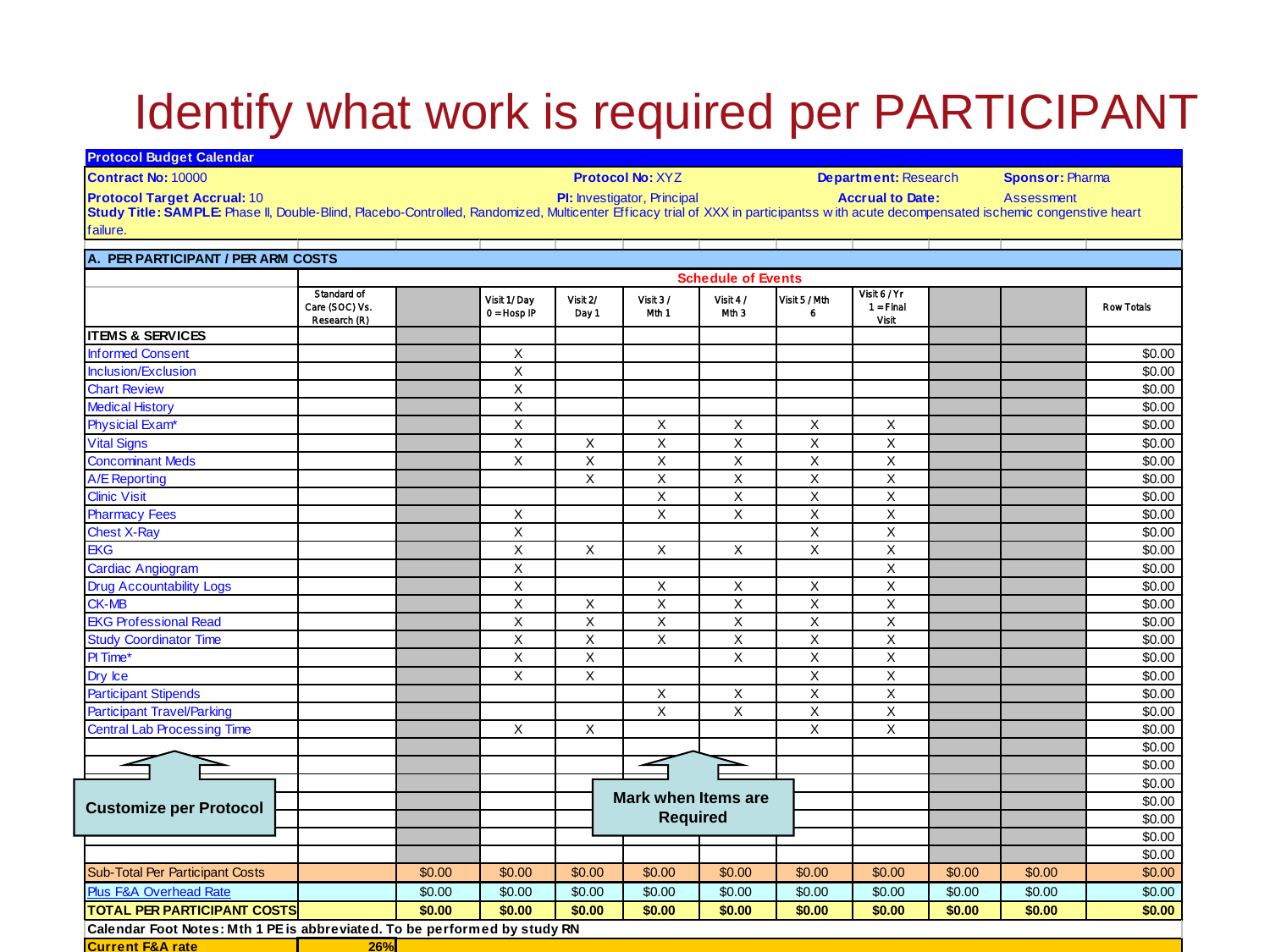# Identify what work is required per PARTICIPANT

**Protocol Budget Calendar**

**Contract No:** 10000 **Protocol No:** XYZ **Department:** Research **Sponsor:** Pharma

**Protocol Target Accrual:** 10 **PI:** Investigator, Principal **Accrual to Date:** Assessment

**Study Title: SAMPLE:** Phase II, Double-Blind, Placebo-Controlled, Randomized, Multicenter Efficacy trial of XXX in participantss with acute decompensated ischemic congenstive heart failure.

**A. PER PARTICIPANT / PER ARM COSTS**

| | Standard of Care (SOC) Vs. Research (R) | | Visit 1/ Day 0 = Hosp IP | Visit 2/ Day 1 | Visit 3 / Mth 1 | Visit 4 / Mth 3 | Visit 5 / Mth 6 | Visit 6 / Yr 1 = Final Visit | | | Row Totals |
|---|---|---|---|---|---|---|---|---|---|---|---|
| **ITEMS & SERVICES** | | | | | | | | | | | |
| Informed Consent | | | X | | | | | | | | $0.00 |
| Inclusion/Exclusion | | | X | | | | | | | | $0.00 |
| Chart Review | | | X | | | | | | | | $0.00 |
| Medical History | | | X | | | | | | | | $0.00 |
| Physicial Exam* | | | X | | X | X | X | X | | | $0.00 |
| Vital Signs | | | X | X | X | X | X | X | | | $0.00 |
| Concominant Meds | | | X | X | X | X | X | X | | | $0.00 |
| A/E Reporting | | | | X | X | X | X | X | | | $0.00 |
| Clinic Visit | | | | | X | X | X | X | | | $0.00 |
| Pharmacy Fees | | | X | | X | X | X | X | | | $0.00 |
| Chest X-Ray | | | X | | | | X | X | | | $0.00 |
| EKG | | | X | X | X | X | X | X | | | $0.00 |
| Cardiac Angiogram | | | X | | | | | X | | | $0.00 |
| Drug Accountability Logs | | | X | | X | X | X | X | | | $0.00 |
| CK-MB | | | X | X | X | X | X | X | | | $0.00 |
| EKG Professional Read | | | X | X | X | X | X | X | | | $0.00 |
| Study Coordinator Time | | | X | X | X | X | X | X | | | $0.00 |
| PI Time* | | | X | X | | X | X | X | | | $0.00 |
| Dry Ice | | | X | X | | | X | X | | | $0.00 |
| Participant Stipends | | | | | X | X | X | X | | | $0.00 |
| Participant Travel/Parking | | | | | X | X | X | X | | | $0.00 |
| Central Lab Processing Time | | | X | X | | | X | X | | | $0.00 |
| | | | | | | | | | | | $0.00 |
| | | | | | | | | | | | $0.00 |
| | | | | | | | | | | | $0.00 |
| | | | | | | | | | | | $0.00 |
| | | | | | | | | | | | $0.00 |
| | | | | | | | | | | | $0.00 |
| | | | | | | | | | | | $0.00 |
| Sub-Total Per Participant Costs | | $0.00 | $0.00 | $0.00 | $0.00 | $0.00 | $0.00 | $0.00 | $0.00 | $0.00 | $0.00 |
| Plus F&A Overhead Rate | | $0.00 | $0.00 | $0.00 | $0.00 | $0.00 | $0.00 | $0.00 | $0.00 | $0.00 | $0.00 |
| **TOTAL PER PARTICIPANT COSTS** | | **$0.00** | **$0.00** | **$0.00** | **$0.00** | **$0.00** | **$0.00** | **$0.00** | **$0.00** | **$0.00** | **$0.00** |

**Calendar Foot Notes: Mth 1 PE is abbreviated. To be performed by study RN**

**Current F&A rate** **26%**

Customize per Protocol

Mark when Items are Required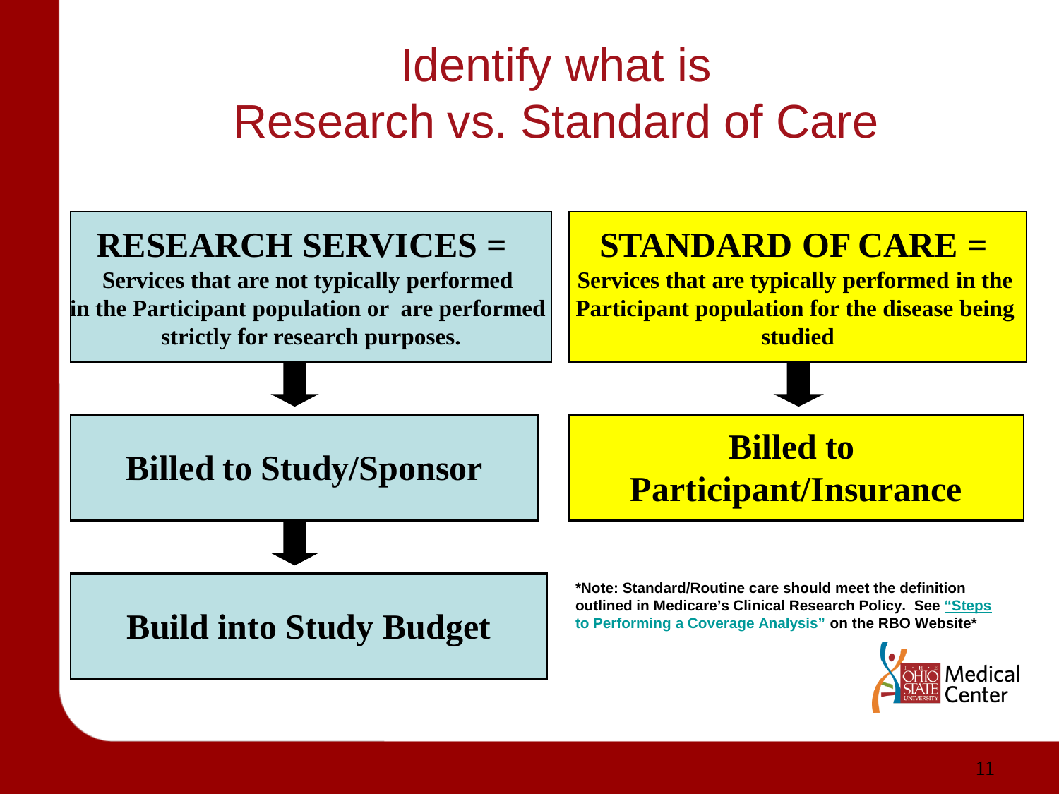# Identify what is Research vs. Standard of Care

**RESEARCH SERVICES =**
**Services that are not typically performed in the Participant population or are performed strictly for research purposes.**

↓

**Billed to Study/Sponsor**

↓

**Build into Study Budget**

**STANDARD OF CARE =**
**Services that are typically performed in the Participant population for the disease being studied**

↓

**Billed to Participant/Insurance**

***Note: Standard/Routine care should meet the definition outlined in Medicare's Clinical Research Policy. See "Steps to Performing a Coverage Analysis" on the RBO Website***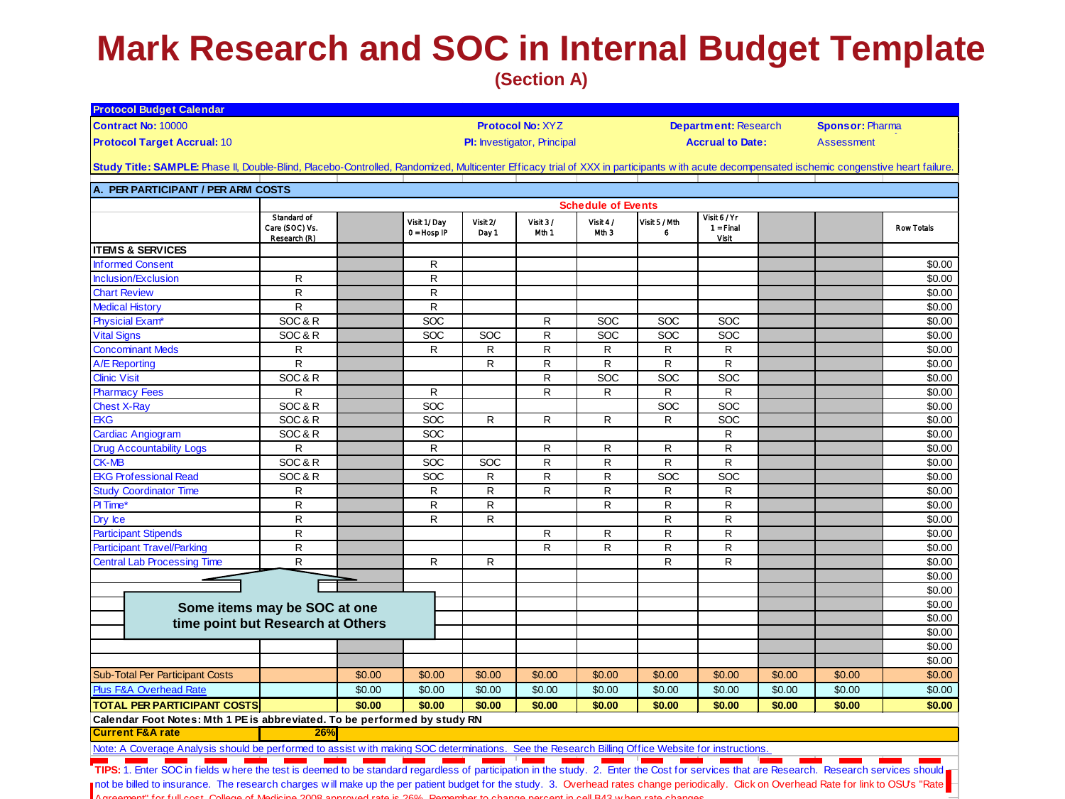# Mark Research and SOC in Internal Budget Template

**(Section A)**

**Protocol Budget Calendar**

**Contract No:** 10000 | **Protocol No:** XYZ | **Department:** Research | **Sponsor:** Pharma

**Protocol Target Accrual:** 10 | **PI:** Investigator, Principal | **Accrual to Date:** | Assessment

**Study Title: SAMPLE:** Phase II, Double-Blind, Placebo-Controlled, Randomized, Multicenter Efficacy trial of XXX in participants with acute decompensated ischemic congenstive heart failure.

**A. PER PARTICIPANT / PER ARM COSTS**

| | | | Schedule of Events | | | | | | | | |
|---|---|---|---|---|---|---|---|---|---|---|---|
| | Standard of Care (SOC) Vs. Research (R) | | Visit 1/ Day 0 = Hosp IP | Visit 2/ Day 1 | Visit 3 / Mth 1 | Visit 4 / Mth 3 | Visit 5 / Mth 6 | Visit 6 / Yr 1 = Final Visit | | | Row Totals |
| **ITEMS & SERVICES** | | | | | | | | | | | |
| Informed Consent | | | R | | | | | | | | $0.00 |
| Inclusion/Exclusion | R | | R | | | | | | | | $0.00 |
| Chart Review | R | | R | | | | | | | | $0.00 |
| Medical History | R | | R | | | | | | | | $0.00 |
| Physical Exam* | SOC & R | | SOC | | R | SOC | SOC | SOC | | | $0.00 |
| Vital Signs | SOC & R | | SOC | SOC | R | SOC | SOC | SOC | | | $0.00 |
| Concominant Meds | R | | R | R | R | R | R | R | | | $0.00 |
| A/E Reporting | R | | | R | R | R | R | R | | | $0.00 |
| Clinic Visit | SOC & R | | | | R | SOC | SOC | SOC | | | $0.00 |
| Pharmacy Fees | R | | R | | R | R | R | R | | | $0.00 |
| Chest X-Ray | SOC & R | | SOC | | | | SOC | SOC | | | $0.00 |
| EKG | SOC & R | | SOC | R | R | R | R | SOC | | | $0.00 |
| Cardiac Angiogram | SOC & R | | SOC | | | | | R | | | $0.00 |
| Drug Accountability Logs | R | | R | | R | R | R | R | | | $0.00 |
| CK-MB | SOC & R | | SOC | SOC | R | R | R | R | | | $0.00 |
| EKG Professional Read | SOC & R | | SOC | R | R | R | SOC | SOC | | | $0.00 |
| Study Coordinator Time | R | | R | R | R | R | R | R | | | $0.00 |
| PI Time* | R | | R | R | | R | R | R | | | $0.00 |
| Dry Ice | R | | R | R | | | R | R | | | $0.00 |
| Participant Stipends | R | | | | R | R | R | R | | | $0.00 |
| Participant Travel/Parking | R | | | | R | R | R | R | | | $0.00 |
| Central Lab Processing Time | R | | R | R | | | R | R | | | $0.00 |
| | | | | | | | | | | | $0.00 |
| | | | | | | | | | | | $0.00 |
| | | | | | | | | | | | $0.00 |
| | | | | | | | | | | | $0.00 |
| | | | | | | | | | | | $0.00 |
| | | | | | | | | | | | $0.00 |
| | | | | | | | | | | | $0.00 |
| Sub-Total Per Participant Costs | | $0.00 | $0.00 | $0.00 | $0.00 | $0.00 | $0.00 | $0.00 | $0.00 | $0.00 | $0.00 |
| Plus F&A Overhead Rate | | $0.00 | $0.00 | $0.00 | $0.00 | $0.00 | $0.00 | $0.00 | $0.00 | $0.00 | $0.00 |
| **TOTAL PER PARTICIPANT COSTS** | | **$0.00** | **$0.00** | **$0.00** | **$0.00** | **$0.00** | **$0.00** | **$0.00** | **$0.00** | **$0.00** | **$0.00** |

Some items may be SOC at one time point but Research at Others

**Calendar Foot Notes: Mth 1 PE is abbreviated. To be performed by study RN**

**Current F&A rate** | **26%**

Note: A Coverage Analysis should be performed to assist with making SOC determinations. See the Research Billing Office Website for instructions.

**TIPS:** 1. Enter SOC in fields where the test is deemed to be standard regardless of participation in the study. 2. Enter the Cost for services that are Research. Research services should not be billed to insurance. The research charges will make up the per patient budget for the study. 3. Overhead rates change periodically. Click on Overhead Rate for link to OSU's "Rate Agreement" for full cost. College of Medicine 2008 approved rate is 26%. Remember to change percent in cell B43 when rate changes.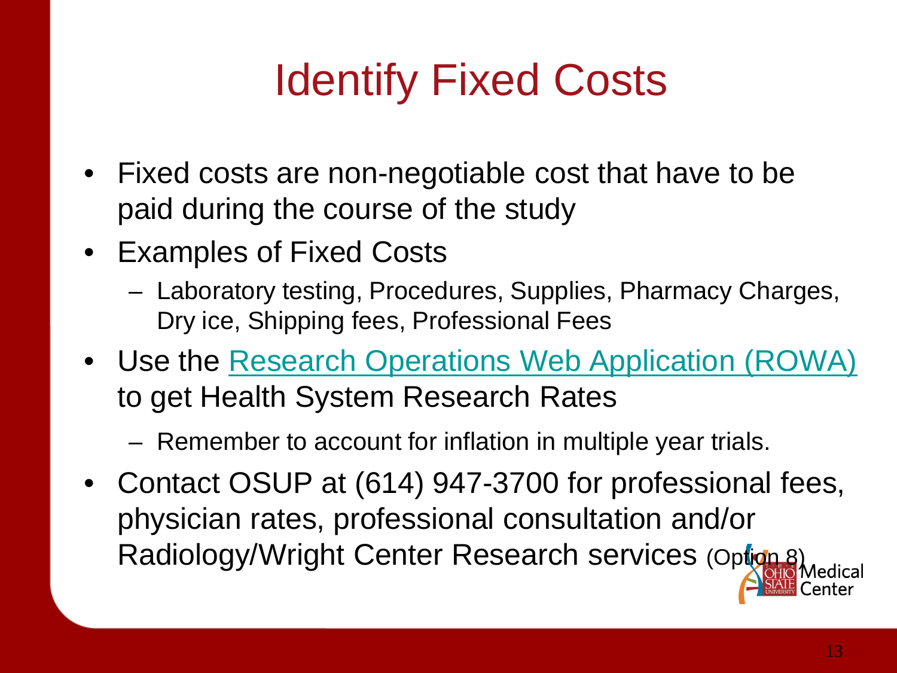# Identify Fixed Costs

- Fixed costs are non-negotiable cost that have to be paid during the course of the study
- Examples of Fixed Costs
  - Laboratory testing, Procedures, Supplies, Pharmacy Charges, Dry ice, Shipping fees, Professional Fees
- Use the Research Operations Web Application (ROWA) to get Health System Research Rates
  - Remember to account for inflation in multiple year trials.
- Contact OSUP at (614) 947-3700 for professional fees, physician rates, professional consultation and/or Radiology/Wright Center Research services (Option 8)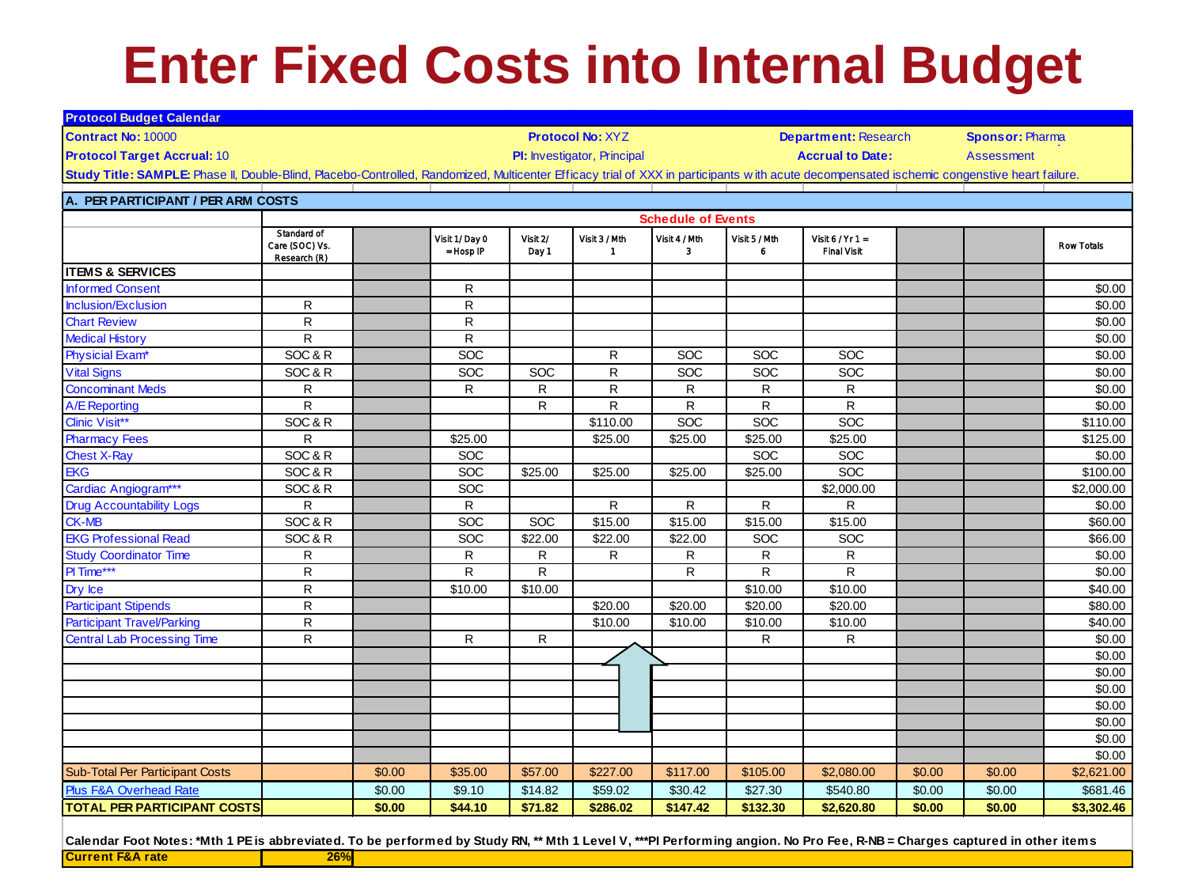# Enter Fixed Costs into Internal Budget

**Protocol Budget Calendar**

**Contract No:** 10000 | **Protocol No:** XYZ | **Department:** Research | **Sponsor:** Pharma

**Protocol Target Accrual:** 10 | **PI:** Investigator, Principal | **Accrual to Date:** | Assessment

**Study Title: SAMPLE:** Phase II, Double-Blind, Placebo-Controlled, Randomized, Multicenter Efficacy trial of XXX in participants with acute decompensated ischemic congenstive heart failure.

**A. PER PARTICIPANT / PER ARM COSTS**

| | Standard of Care (SOC) Vs. Research (R) | | Visit 1/ Day 0 = Hosp IP | Visit 2/ Day 1 | Visit 3 / Mth 1 | Visit 4 / Mth 3 | Visit 5 / Mth 6 | Visit 6 / Yr 1 = Final Visit | | | Row Totals |
|---|---|---|---|---|---|---|---|---|---|---|---|
| **ITEMS & SERVICES** | | | | | | | | | | | |
| Informed Consent | | | R | | | | | | | | $0.00 |
| Inclusion/Exclusion | R | | R | | | | | | | | $0.00 |
| Chart Review | R | | R | | | | | | | | $0.00 |
| Medical History | R | | R | | | | | | | | $0.00 |
| Physicial Exam* | SOC & R | | SOC | | R | SOC | SOC | SOC | | | $0.00 |
| Vital Signs | SOC & R | | SOC | SOC | R | SOC | SOC | SOC | | | $0.00 |
| Concominant Meds | R | | R | R | R | R | R | R | | | $0.00 |
| A/E Reporting | R | | | R | R | R | R | R | | | $0.00 |
| Clinic Visit** | SOC & R | | | | $110.00 | SOC | SOC | SOC | | | $110.00 |
| Pharmacy Fees | R | | $25.00 | | $25.00 | $25.00 | $25.00 | $25.00 | | | $125.00 |
| Chest X-Ray | SOC & R | | SOC | | | | SOC | SOC | | | $0.00 |
| EKG | SOC & R | | SOC | $25.00 | $25.00 | $25.00 | $25.00 | SOC | | | $100.00 |
| Cardiac Angiogram*** | SOC & R | | SOC | | | | | $2,000.00 | | | $2,000.00 |
| Drug Accountability Logs | R | | R | | R | R | R | R | | | $0.00 |
| CK-MB | SOC & R | | SOC | SOC | $15.00 | $15.00 | $15.00 | $15.00 | | | $60.00 |
| EKG Professional Read | SOC & R | | SOC | $22.00 | $22.00 | $22.00 | SOC | SOC | | | $66.00 |
| Study Coordinator Time | R | | R | R | R | R | R | R | | | $0.00 |
| PI Time*** | R | | R | R | | R | R | R | | | $0.00 |
| Dry Ice | R | | $10.00 | $10.00 | | | $10.00 | $10.00 | | | $40.00 |
| Participant Stipends | R | | | | $20.00 | $20.00 | $20.00 | $20.00 | | | $80.00 |
| Participant Travel/Parking | R | | | | $10.00 | $10.00 | $10.00 | $10.00 | | | $40.00 |
| Central Lab Processing Time | R | | R | R | | | R | R | | | $0.00 |
| | | | | | | | | | | | $0.00 |
| | | | | | | | | | | | $0.00 |
| | | | | | | | | | | | $0.00 |
| | | | | | | | | | | | $0.00 |
| | | | | | | | | | | | $0.00 |
| | | | | | | | | | | | $0.00 |
| | | | | | | | | | | | $0.00 |
| Sub-Total Per Participant Costs | | $0.00 | $35.00 | $57.00 | $227.00 | $117.00 | $105.00 | $2,080.00 | $0.00 | $0.00 | $2,621.00 |
| Plus F&A Overhead Rate | | $0.00 | $9.10 | $14.82 | $59.02 | $30.42 | $27.30 | $540.80 | $0.00 | $0.00 | $681.46 |
| **TOTAL PER PARTICIPANT COSTS** | | **$0.00** | **$44.10** | **$71.82** | **$286.02** | **$147.42** | **$132.30** | **$2,620.80** | **$0.00** | **$0.00** | **$3,302.46** |

**Calendar Foot Notes: *Mth 1 PE is abbreviated. To be performed by Study RN, ** Mth 1 Level V, ***PI Performing angion. No Pro Fee, R-NB = Charges captured in other items**

| **Current F&A rate** | **26%** |
|---|---|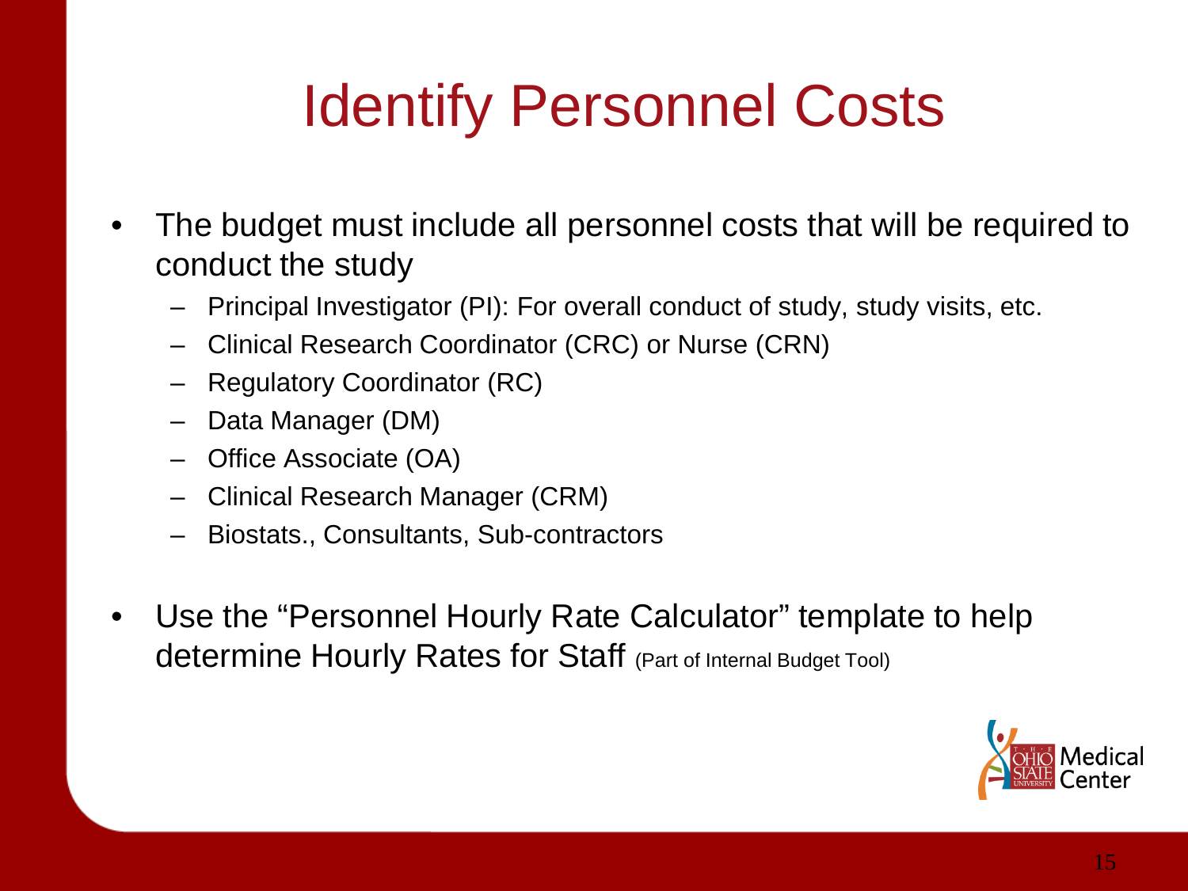# Identify Personnel Costs

- The budget must include all personnel costs that will be required to conduct the study
  - Principal Investigator (PI): For overall conduct of study, study visits, etc.
  - Clinical Research Coordinator (CRC) or Nurse (CRN)
  - Regulatory Coordinator (RC)
  - Data Manager (DM)
  - Office Associate (OA)
  - Clinical Research Manager (CRM)
  - Biostats., Consultants, Sub-contractors
- Use the “Personnel Hourly Rate Calculator” template to help determine Hourly Rates for Staff (Part of Internal Budget Tool)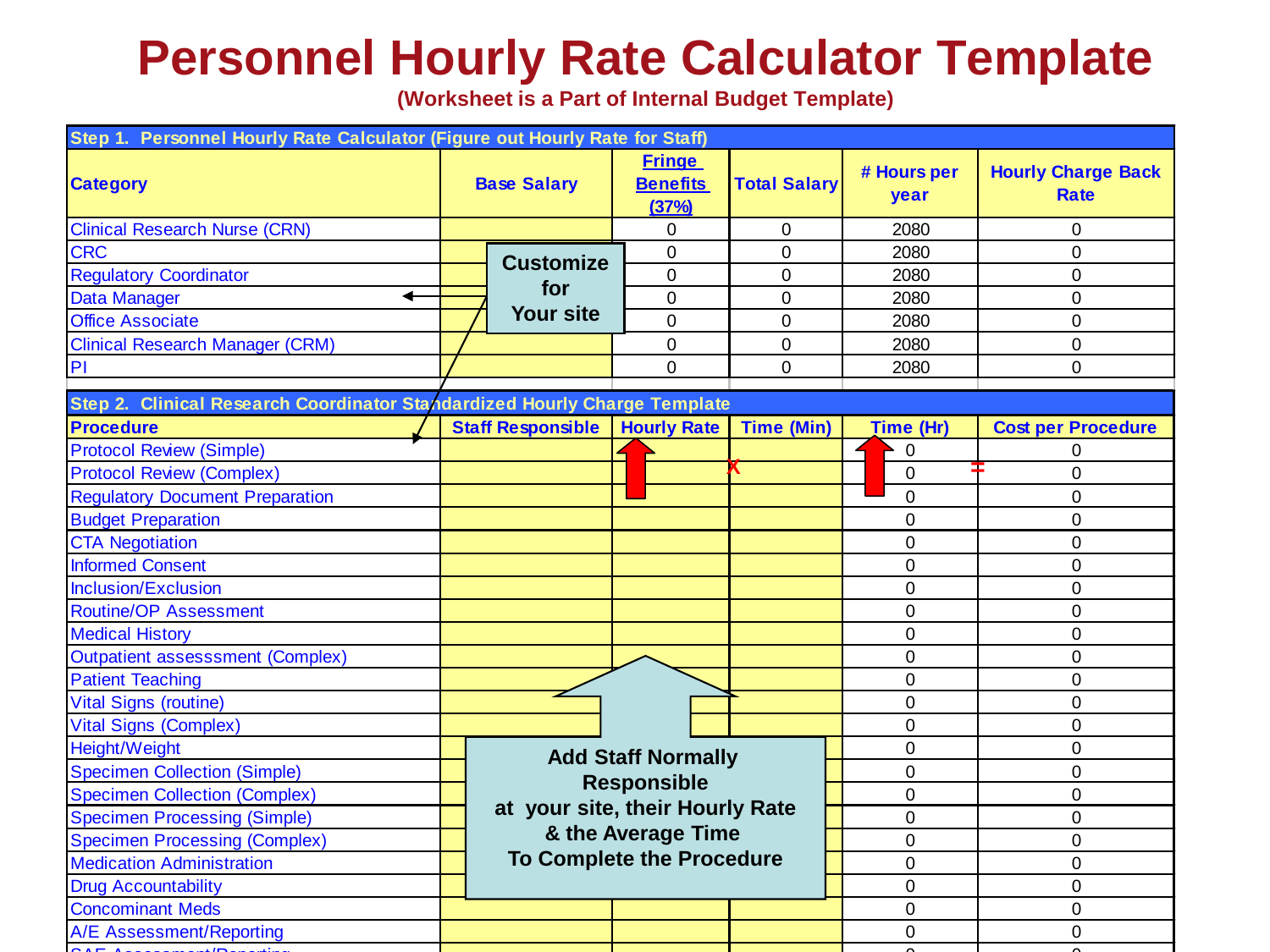# Personnel Hourly Rate Calculator Template

**(Worksheet is a Part of Internal Budget Template)**

| Step 1. Personnel Hourly Rate Calculator (Figure out Hourly Rate for Staff) | | | | | |
|---|---|---|---|---|---|
| **Category** | **Base Salary** | **Fringe Benefits (37%)** | **Total Salary** | **# Hours per year** | **Hourly Charge Back Rate** |
| Clinical Research Nurse (CRN) | | 0 | 0 | 2080 | 0 |
| CRC | | 0 | 0 | 2080 | 0 |
| Regulatory Coordinator | | 0 | 0 | 2080 | 0 |
| Data Manager | | 0 | 0 | 2080 | 0 |
| Office Associate | | 0 | 0 | 2080 | 0 |
| Clinical Research Manager (CRM) | | 0 | 0 | 2080 | 0 |
| PI | | 0 | 0 | 2080 | 0 |

**Customize for Your site**

| Step 2. Clinical Research Coordinator Standardized Hourly Charge Template | | | | | |
|---|---|---|---|---|---|
| **Procedure** | **Staff Responsible** | **Hourly Rate** | **Time (Min)** | **Time (Hr)** | **Cost per Procedure** |
| Protocol Review (Simple) | | | | 0 | 0 |
| Protocol Review (Complex) | | | | 0 | 0 |
| Regulatory Document Preparation | | | | 0 | 0 |
| Budget Preparation | | | | 0 | 0 |
| CTA Negotiation | | | | 0 | 0 |
| Informed Consent | | | | 0 | 0 |
| Inclusion/Exclusion | | | | 0 | 0 |
| Routine/OP Assessment | | | | 0 | 0 |
| Medical History | | | | 0 | 0 |
| Outpatient assesssment (Complex) | | | | 0 | 0 |
| Patient Teaching | | | | 0 | 0 |
| Vital Signs (routine) | | | | 0 | 0 |
| Vital Signs (Complex) | | | | 0 | 0 |
| Height/Weight | | | | 0 | 0 |
| Specimen Collection (Simple) | | | | 0 | 0 |
| Specimen Collection (Complex) | | | | 0 | 0 |
| Specimen Processing (Simple) | | | | 0 | 0 |
| Specimen Processing (Complex) | | | | 0 | 0 |
| Medication Administration | | | | 0 | 0 |
| Drug Accountability | | | | 0 | 0 |
| Concominant Meds | | | | 0 | 0 |
| A/E Assessment/Reporting | | | | 0 | 0 |

Hourly Rate x Time (Hr) = Cost per Procedure

**Add Staff Normally Responsible at your site, their Hourly Rate & the Average Time To Complete the Procedure**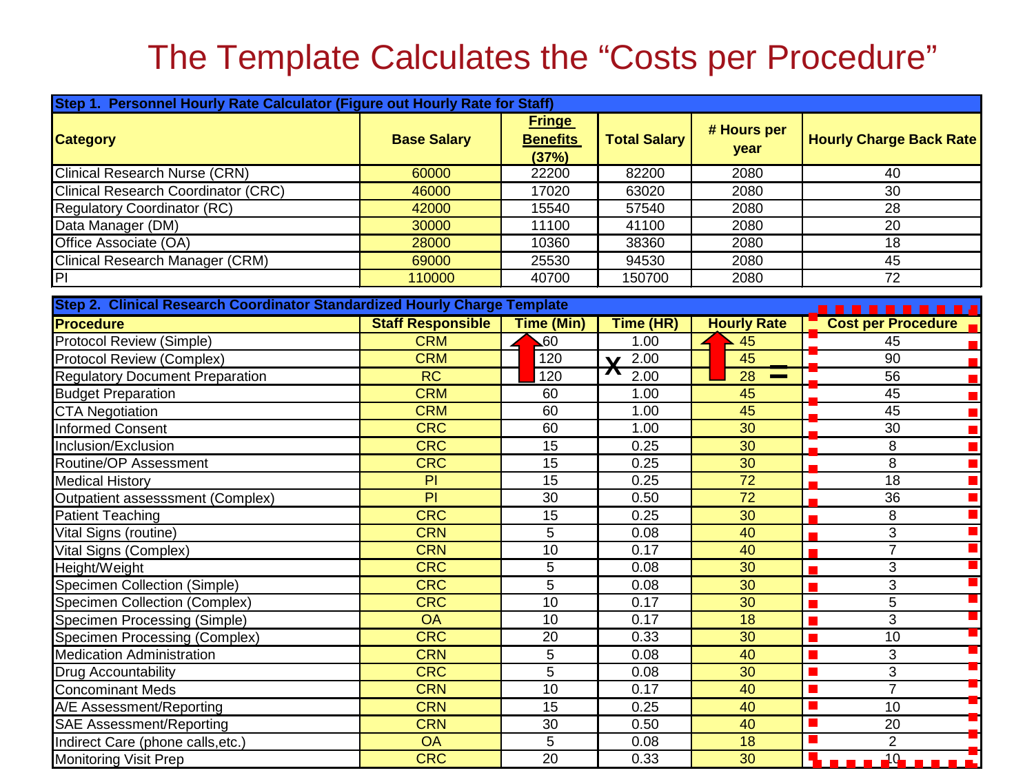# The Template Calculates the "Costs per Procedure"

| Step 1. Personnel Hourly Rate Calculator (Figure out Hourly Rate for Staff) | | | | | |
|---|---|---|---|---|---|
| **Category** | **Base Salary** | **Fringe Benefits (37%)** | **Total Salary** | **# Hours per year** | **Hourly Charge Back Rate** |
| Clinical Research Nurse (CRN) | 60000 | 22200 | 82200 | 2080 | 40 |
| Clinical Research Coordinator (CRC) | 46000 | 17020 | 63020 | 2080 | 30 |
| Regulatory Coordinator (RC) | 42000 | 15540 | 57540 | 2080 | 28 |
| Data Manager (DM) | 30000 | 11100 | 41100 | 2080 | 20 |
| Office Associate (OA) | 28000 | 10360 | 38360 | 2080 | 18 |
| Clinical Research Manager (CRM) | 69000 | 25530 | 94530 | 2080 | 45 |
| PI | 110000 | 40700 | 150700 | 2080 | 72 |

| Step 2. Clinical Research Coordinator Standardized Hourly Charge Template | | | | | |
|---|---|---|---|---|---|
| **Procedure** | **Staff Responsible** | **Time (Min)** | **Time (HR)** | **Hourly Rate** | **Cost per Procedure** |
| Protocol Review (Simple) | CRM | 60 | 1.00 | 45 | 45 |
| Protocol Review (Complex) | CRM | 120 | 2.00 | 45 | 90 |
| Regulatory Document Preparation | RC | 120 | 2.00 | 28 | 56 |
| Budget Preparation | CRM | 60 | 1.00 | 45 | 45 |
| CTA Negotiation | CRM | 60 | 1.00 | 45 | 45 |
| Informed Consent | CRC | 60 | 1.00 | 30 | 30 |
| Inclusion/Exclusion | CRC | 15 | 0.25 | 30 | 8 |
| Routine/OP Assessment | CRC | 15 | 0.25 | 30 | 8 |
| Medical History | PI | 15 | 0.25 | 72 | 18 |
| Outpatient assesssment (Complex) | PI | 30 | 0.50 | 72 | 36 |
| Patient Teaching | CRC | 15 | 0.25 | 30 | 8 |
| Vital Signs (routine) | CRN | 5 | 0.08 | 40 | 3 |
| Vital Signs (Complex) | CRN | 10 | 0.17 | 40 | 7 |
| Height/Weight | CRC | 5 | 0.08 | 30 | 3 |
| Specimen Collection (Simple) | CRC | 5 | 0.08 | 30 | 3 |
| Specimen Collection (Complex) | CRC | 10 | 0.17 | 30 | 5 |
| Specimen Processing (Simple) | OA | 10 | 0.17 | 18 | 3 |
| Specimen Processing (Complex) | CRC | 20 | 0.33 | 30 | 10 |
| Medication Administration | CRN | 5 | 0.08 | 40 | 3 |
| Drug Accountability | CRC | 5 | 0.08 | 30 | 3 |
| Concominant Meds | CRN | 10 | 0.17 | 40 | 7 |
| A/E Assessment/Reporting | CRN | 15 | 0.25 | 40 | 10 |
| SAE Assessment/Reporting | CRN | 30 | 0.50 | 40 | 20 |
| Indirect Care (phone calls,etc.) | OA | 5 | 0.08 | 18 | 2 |
| Monitoring Visit Prep | CRC | 20 | 0.33 | 30 | 10 |

X =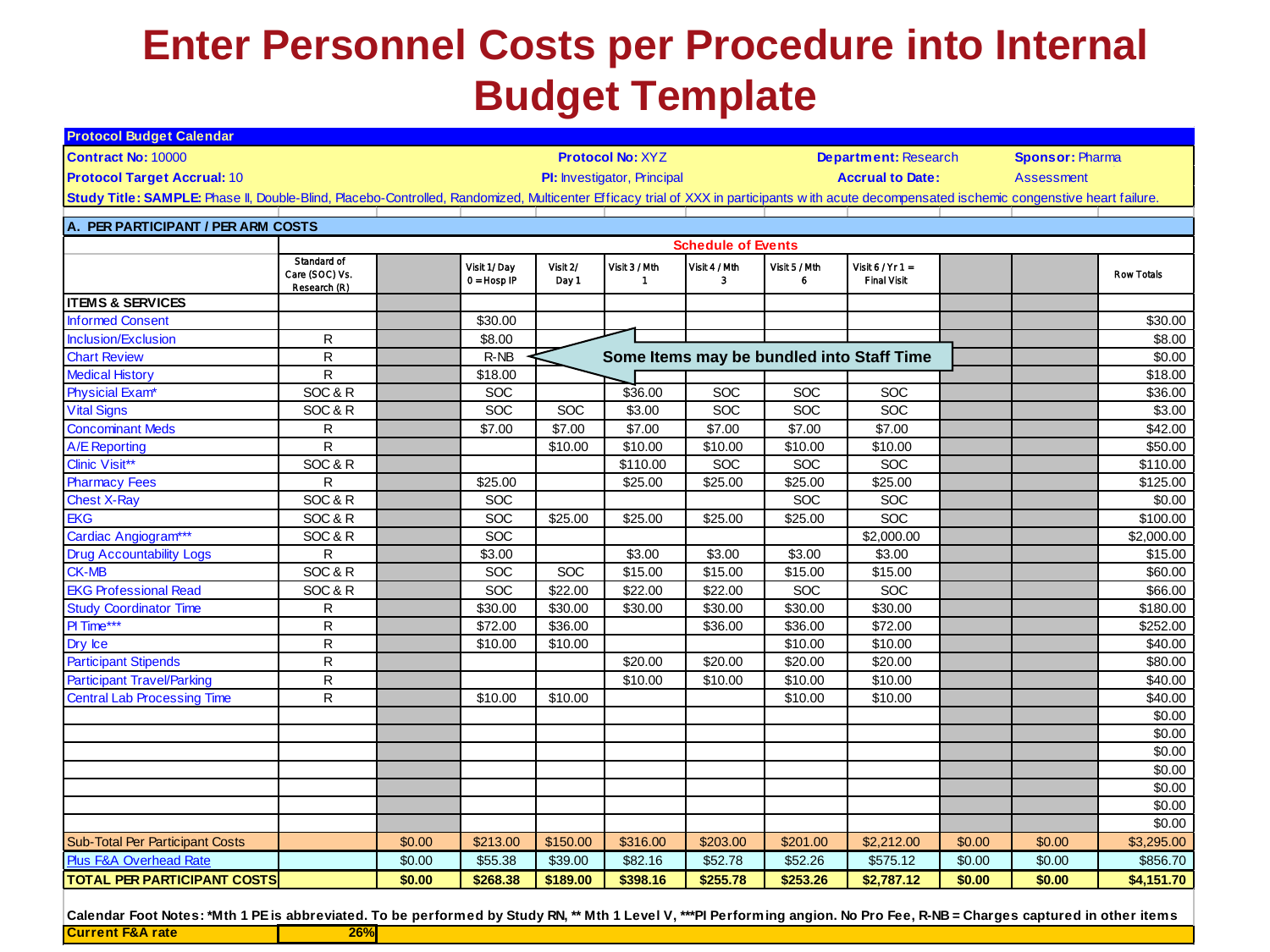# Enter Personnel Costs per Procedure into Internal Budget Template

**Protocol Budget Calendar**

**Contract No:** 10000 | **Protocol No:** XYZ | **Department:** Research | **Sponsor:** Pharma

**Protocol Target Accrual:** 10 | **PI:** Investigator, Principal | **Accrual to Date:** | Assessment

**Study Title: SAMPLE:** Phase II, Double-Blind, Placebo-Controlled, Randomized, Multicenter Efficacy trial of XXX in participants with acute decompensated ischemic congestive heart failure.

**A. PER PARTICIPANT / PER ARM COSTS**

| | | | Schedule of Events | | | | | | | | |
|---|---|---|---|---|---|---|---|---|---|---|---|
| | Standard of Care (SOC) Vs. Research (R) | | Visit 1/ Day 0 = Hosp IP | Visit 2/ Day 1 | Visit 3 / Mth 1 | Visit 4 / Mth 3 | Visit 5 / Mth 6 | Visit 6 / Yr 1 = Final Visit | | | Row Totals |
| **ITEMS & SERVICES** | | | | | | | | | | | |
| Informed Consent | | | $30.00 | | | | | | | | $30.00 |
| Inclusion/Exclusion | R | | $8.00 | | | | | | | | $8.00 |
| Chart Review | R | | R-NB | | | | | | | | $0.00 |
| Medical History | R | | $18.00 | | | | | | | | $18.00 |
| Physical Exam* | SOC & R | | SOC | | $36.00 | SOC | SOC | SOC | | | $36.00 |
| Vital Signs | SOC & R | | SOC | SOC | $3.00 | SOC | SOC | SOC | | | $3.00 |
| Concominant Meds | R | | $7.00 | $7.00 | $7.00 | $7.00 | $7.00 | $7.00 | | | $42.00 |
| A/E Reporting | R | | | $10.00 | $10.00 | $10.00 | $10.00 | $10.00 | | | $50.00 |
| Clinic Visit** | SOC & R | | | | $110.00 | SOC | SOC | SOC | | | $110.00 |
| Pharmacy Fees | R | | $25.00 | | $25.00 | $25.00 | $25.00 | $25.00 | | | $125.00 |
| Chest X-Ray | SOC & R | | SOC | | | | SOC | SOC | | | $0.00 |
| EKG | SOC & R | | SOC | $25.00 | $25.00 | $25.00 | $25.00 | SOC | | | $100.00 |
| Cardiac Angiogram*** | SOC & R | | SOC | | | | | $2,000.00 | | | $2,000.00 |
| Drug Accountability Logs | R | | $3.00 | | $3.00 | $3.00 | $3.00 | $3.00 | | | $15.00 |
| CK-MB | SOC & R | | SOC | SOC | $15.00 | $15.00 | $15.00 | $15.00 | | | $60.00 |
| EKG Professional Read | SOC & R | | SOC | $22.00 | $22.00 | $22.00 | SOC | SOC | | | $66.00 |
| Study Coordinator Time | R | | $30.00 | $30.00 | $30.00 | $30.00 | $30.00 | $30.00 | | | $180.00 |
| PI Time*** | R | | $72.00 | $36.00 | | $36.00 | $36.00 | $72.00 | | | $252.00 |
| Dry Ice | R | | $10.00 | $10.00 | | | $10.00 | $10.00 | | | $40.00 |
| Participant Stipends | R | | | | $20.00 | $20.00 | $20.00 | $20.00 | | | $80.00 |
| Participant Travel/Parking | R | | | | $10.00 | $10.00 | $10.00 | $10.00 | | | $40.00 |
| Central Lab Processing Time | R | | $10.00 | $10.00 | | | $10.00 | $10.00 | | | $40.00 |
| | | | | | | | | | | | $0.00 |
| | | | | | | | | | | | $0.00 |
| | | | | | | | | | | | $0.00 |
| | | | | | | | | | | | $0.00 |
| | | | | | | | | | | | $0.00 |
| | | | | | | | | | | | $0.00 |
| | | | | | | | | | | | $0.00 |
| Sub-Total Per Participant Costs | | $0.00 | $213.00 | $150.00 | $316.00 | $203.00 | $201.00 | $2,212.00 | $0.00 | $0.00 | $3,295.00 |
| Plus F&A Overhead Rate | | $0.00 | $55.38 | $39.00 | $82.16 | $52.78 | $52.26 | $575.12 | $0.00 | $0.00 | $856.70 |
| **TOTAL PER PARTICIPANT COSTS** | | **$0.00** | **$268.38** | **$189.00** | **$398.16** | **$255.78** | **$253.26** | **$2,787.12** | **$0.00** | **$0.00** | **$4,151.70** |

Some Items may be bundled into Staff Time

**Calendar Foot Notes: *Mth 1 PE is abbreviated. To be performed by Study RN, ** Mth 1 Level V, ***PI Performing angion. No Pro Fee, R-NB = Charges captured in other items**

**Current F&A rate** | 26%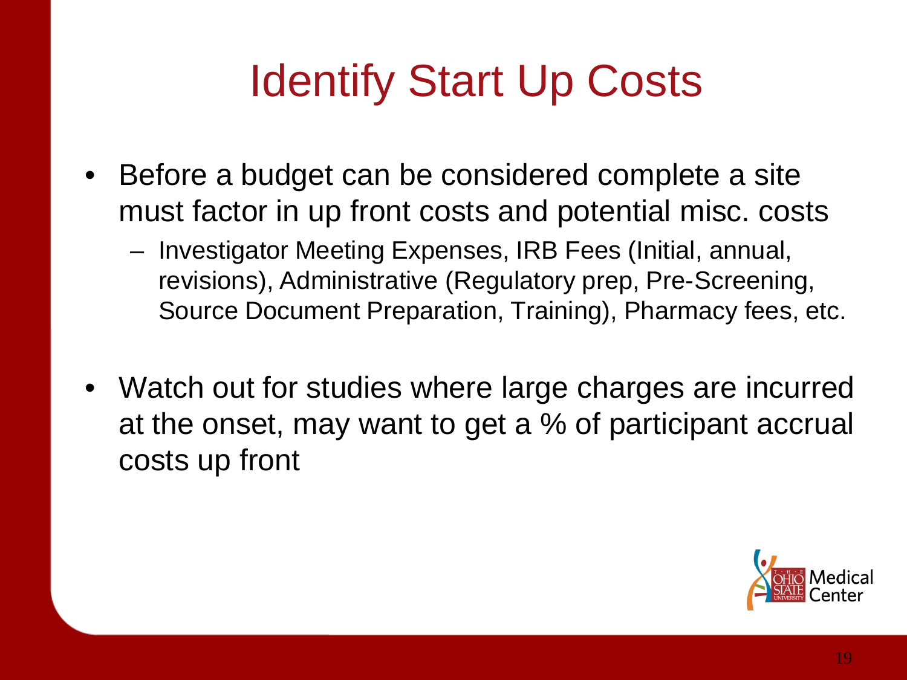# Identify Start Up Costs

- Before a budget can be considered complete a site must factor in up front costs and potential misc. costs
  - Investigator Meeting Expenses, IRB Fees (Initial, annual, revisions), Administrative (Regulatory prep, Pre-Screening, Source Document Preparation, Training), Pharmacy fees, etc.
- Watch out for studies where large charges are incurred at the onset, may want to get a % of participant accrual costs up front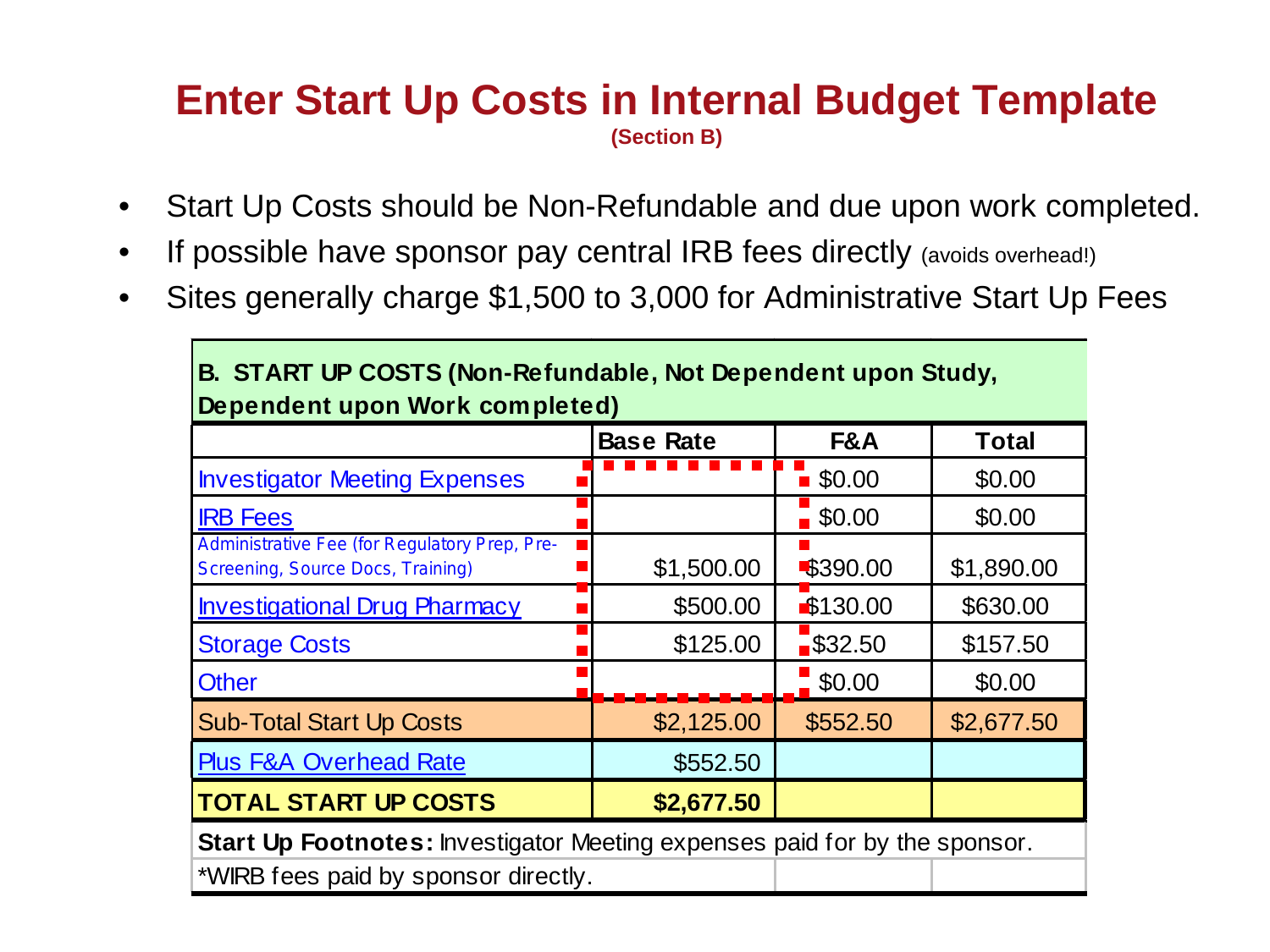# Enter Start Up Costs in Internal Budget Template

**(Section B)**

- Start Up Costs should be Non-Refundable and due upon work completed.
- If possible have sponsor pay central IRB fees directly (avoids overhead!)
- Sites generally charge $1,500 to 3,000 for Administrative Start Up Fees

| **B. START UP COSTS (Non-Refundable, Not Dependent upon Study, Dependent upon Work completed)** | | | |
|---|---|---|---|
| | **Base Rate** | **F&A** | **Total** |
| Investigator Meeting Expenses | | $0.00 | $0.00 |
| IRB Fees | | $0.00 | $0.00 |
| Administrative Fee (for Regulatory Prep, Pre-Screening, Source Docs, Training) | $1,500.00 | $390.00 | $1,890.00 |
| Investigational Drug Pharmacy | $500.00 | $130.00 | $630.00 |
| Storage Costs | $125.00 | $32.50 | $157.50 |
| Other | | $0.00 | $0.00 |
| Sub-Total Start Up Costs | $2,125.00 | $552.50 | $2,677.50 |
| Plus F&A Overhead Rate | $552.50 | | |
| **TOTAL START UP COSTS** | **$2,677.50** | | |
| **Start Up Footnotes:** Investigator Meeting expenses paid for by the sponsor. | | | |
| *WIRB fees paid by sponsor directly. | | | |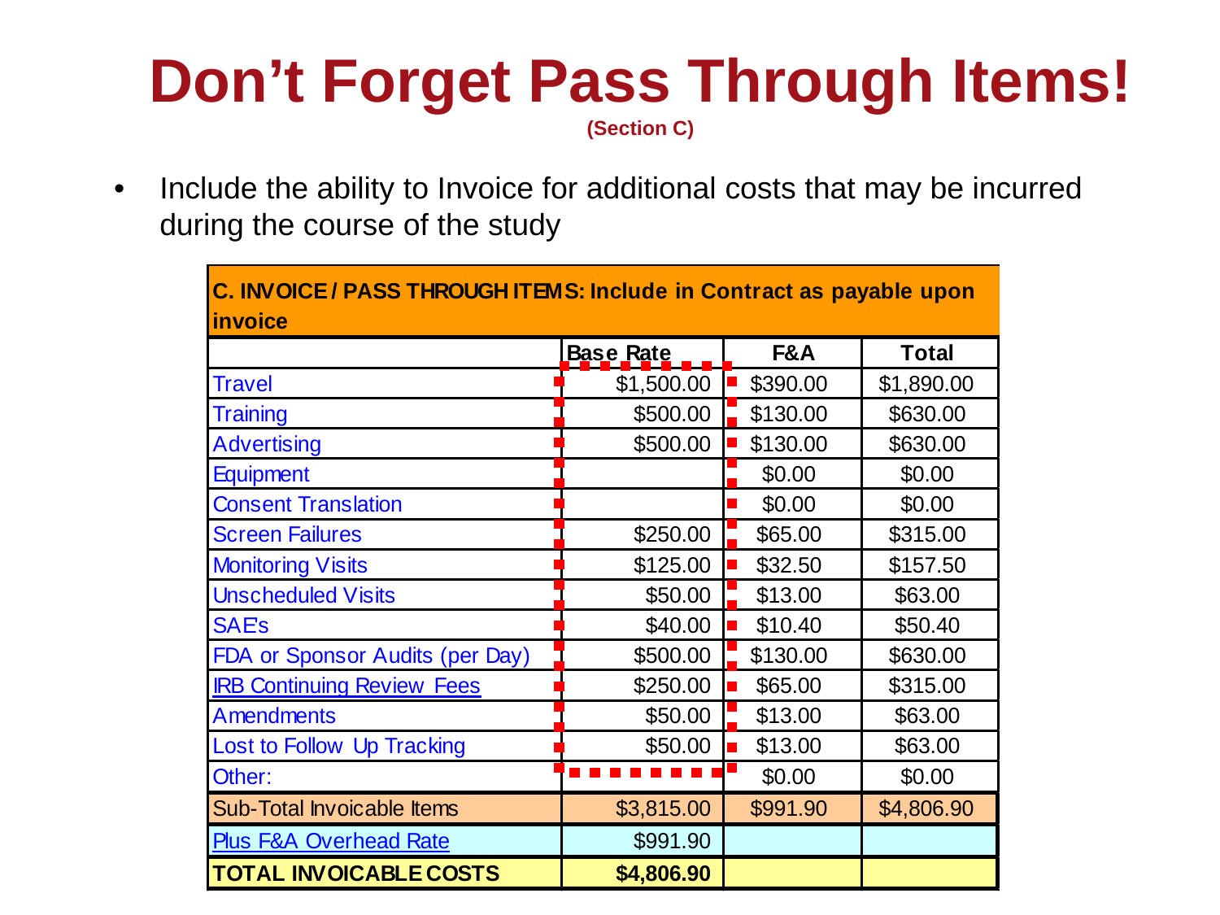# Don't Forget Pass Through Items!

**(Section C)**

- Include the ability to Invoice for additional costs that may be incurred during the course of the study

| C. INVOICE / PASS THROUGH ITEMS: Include in Contract as payable upon invoice | | | |
|---|---|---|---|
| | **Base Rate** | **F&A** | **Total** |
| Travel | $1,500.00 | $390.00 | $1,890.00 |
| Training | $500.00 | $130.00 | $630.00 |
| Advertising | $500.00 | $130.00 | $630.00 |
| Equipment | | $0.00 | $0.00 |
| Consent Translation | | $0.00 | $0.00 |
| Screen Failures | $250.00 | $65.00 | $315.00 |
| Monitoring Visits | $125.00 | $32.50 | $157.50 |
| Unscheduled Visits | $50.00 | $13.00 | $63.00 |
| SAEs | $40.00 | $10.40 | $50.40 |
| FDA or Sponsor Audits (per Day) | $500.00 | $130.00 | $630.00 |
| IRB Continuing Review Fees | $250.00 | $65.00 | $315.00 |
| Amendments | $50.00 | $13.00 | $63.00 |
| Lost to Follow Up Tracking | $50.00 | $13.00 | $63.00 |
| Other: | | $0.00 | $0.00 |
| Sub-Total Invoicable Items | $3,815.00 | $991.90 | $4,806.90 |
| Plus F&A Overhead Rate | $991.90 | | |
| **TOTAL INVOICABLE COSTS** | **$4,806.90** | | |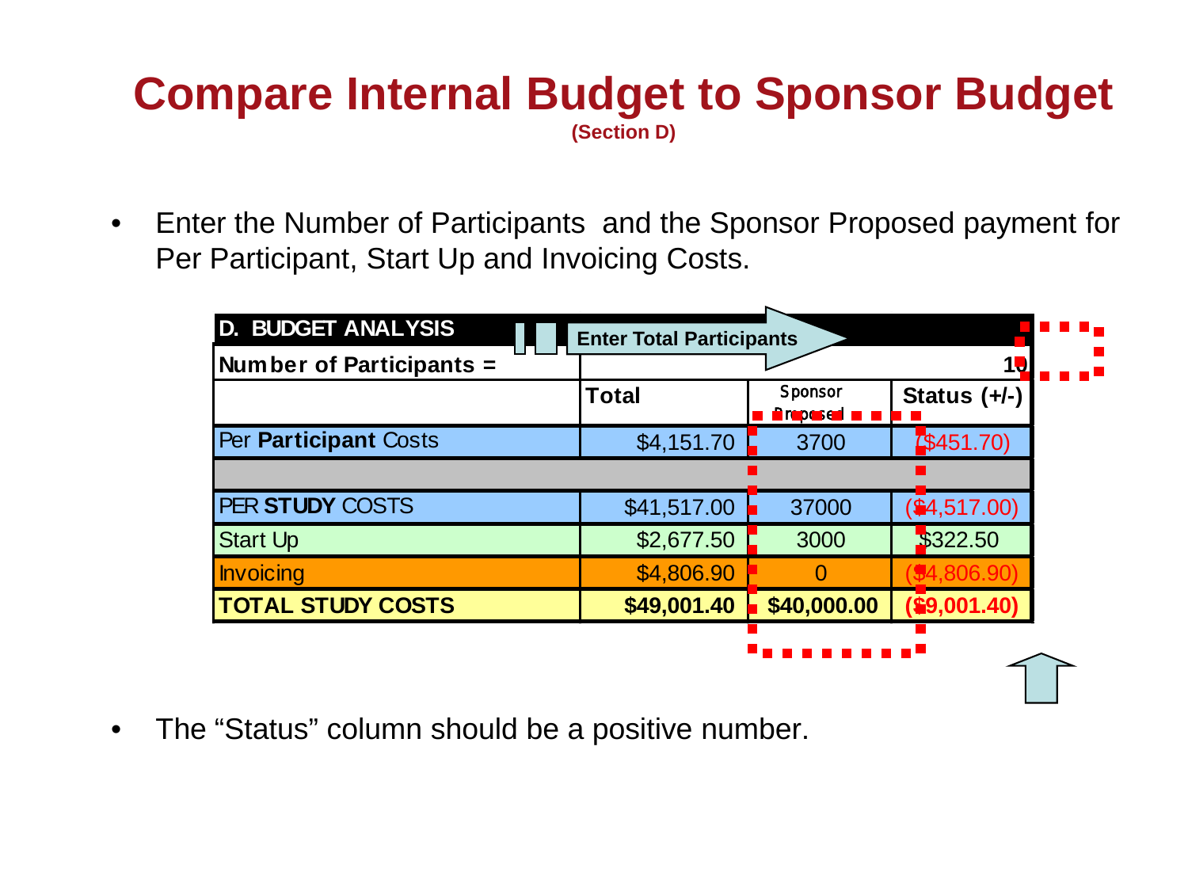# Compare Internal Budget to Sponsor Budget

(Section D)

- Enter the Number of Participants and the Sponsor Proposed payment for Per Participant, Start Up and Invoicing Costs.

| D. BUDGET ANALYSIS | Enter Total Participants | | |
|---|---|---|---|
| Number of Participants = | | | 10 |
| | Total | Sponsor Proposed | Status (+/-) |
| Per **Participant** Costs | $4,151.70 | 3700 | ($451.70) |
| | | | |
| PER **STUDY** COSTS | $41,517.00 | 37000 | ($4,517.00) |
| Start Up | $2,677.50 | 3000 | $322.50 |
| Invoicing | $4,806.90 | 0 | ($4,806.90) |
| **TOTAL STUDY COSTS** | **$49,001.40** | **$40,000.00** | **($9,001.40)** |

- The “Status” column should be a positive number.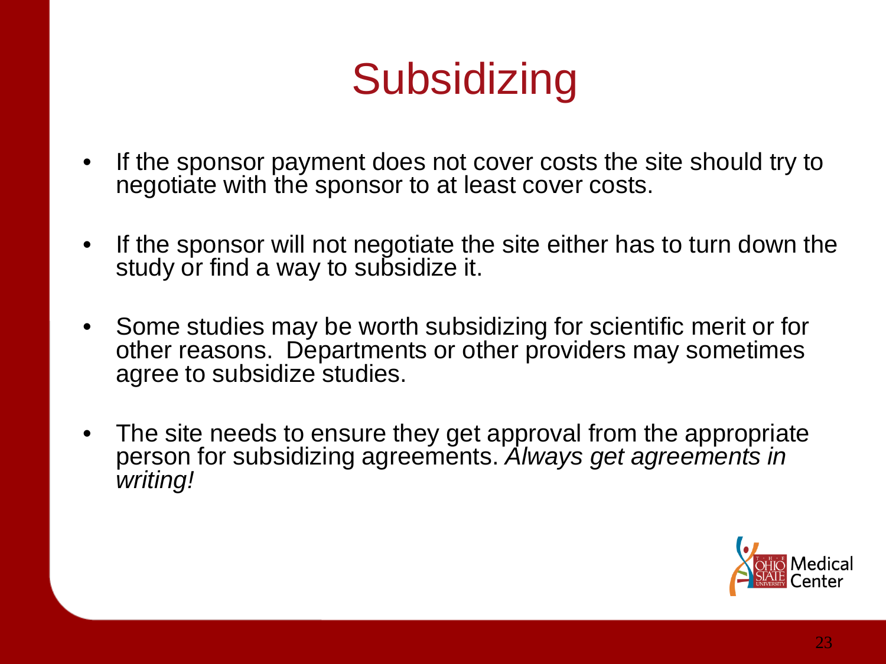# Subsidizing

- If the sponsor payment does not cover costs the site should try to negotiate with the sponsor to at least cover costs.
- If the sponsor will not negotiate the site either has to turn down the study or find a way to subsidize it.
- Some studies may be worth subsidizing for scientific merit or for other reasons. Departments or other providers may sometimes agree to subsidize studies.
- The site needs to ensure they get approval from the appropriate person for subsidizing agreements. *Always get agreements in writing!*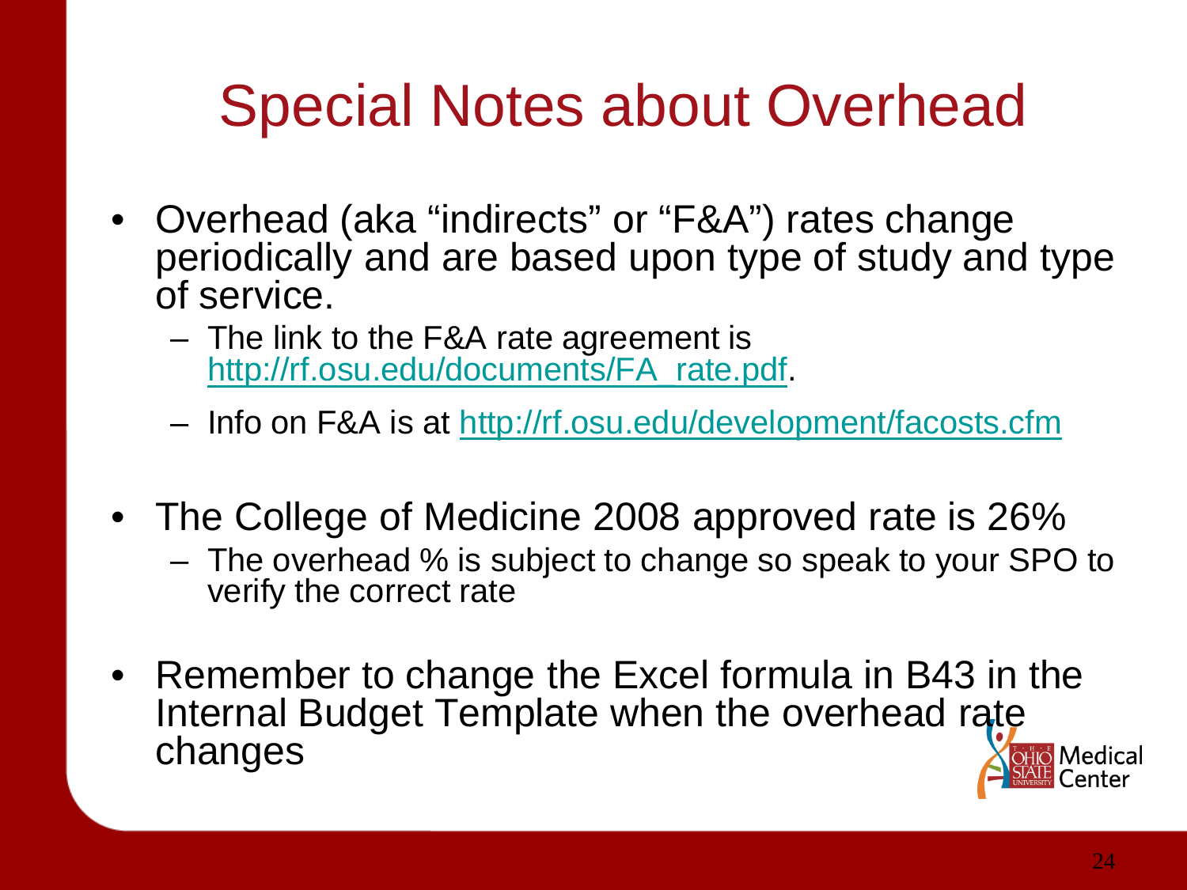# Special Notes about Overhead

- Overhead (aka "indirects" or "F&A") rates change periodically and are based upon type of study and type of service.
  - The link to the F&A rate agreement is http://rf.osu.edu/documents/FA_rate.pdf.
  - Info on F&A is at http://rf.osu.edu/development/facosts.cfm
- The College of Medicine 2008 approved rate is 26%
  - The overhead % is subject to change so speak to your SPO to verify the correct rate
- Remember to change the Excel formula in B43 in the Internal Budget Template when the overhead rate changes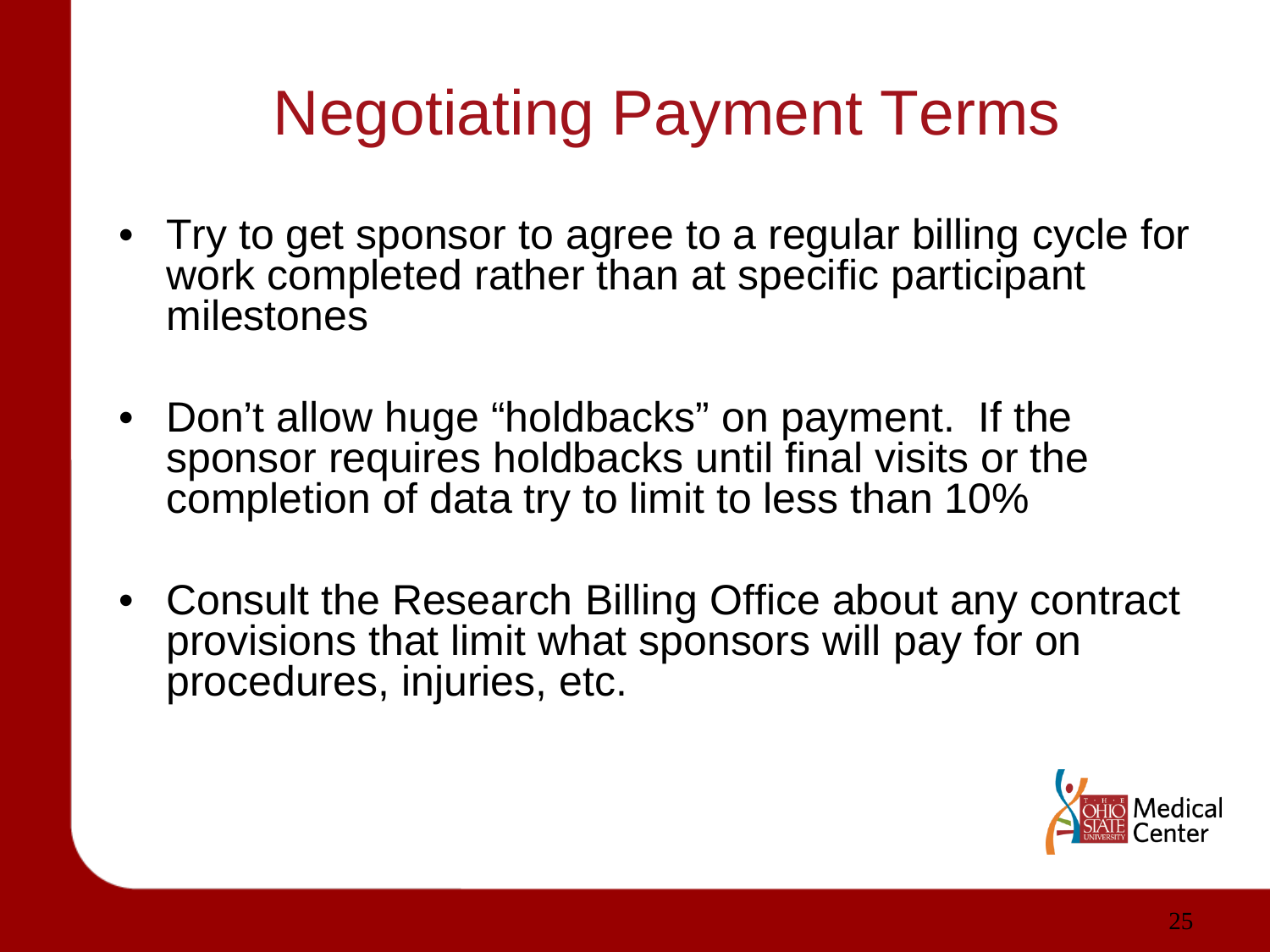# Negotiating Payment Terms

- Try to get sponsor to agree to a regular billing cycle for work completed rather than at specific participant milestones
- Don't allow huge "holdbacks" on payment. If the sponsor requires holdbacks until final visits or the completion of data try to limit to less than 10%
- Consult the Research Billing Office about any contract provisions that limit what sponsors will pay for on procedures, injuries, etc.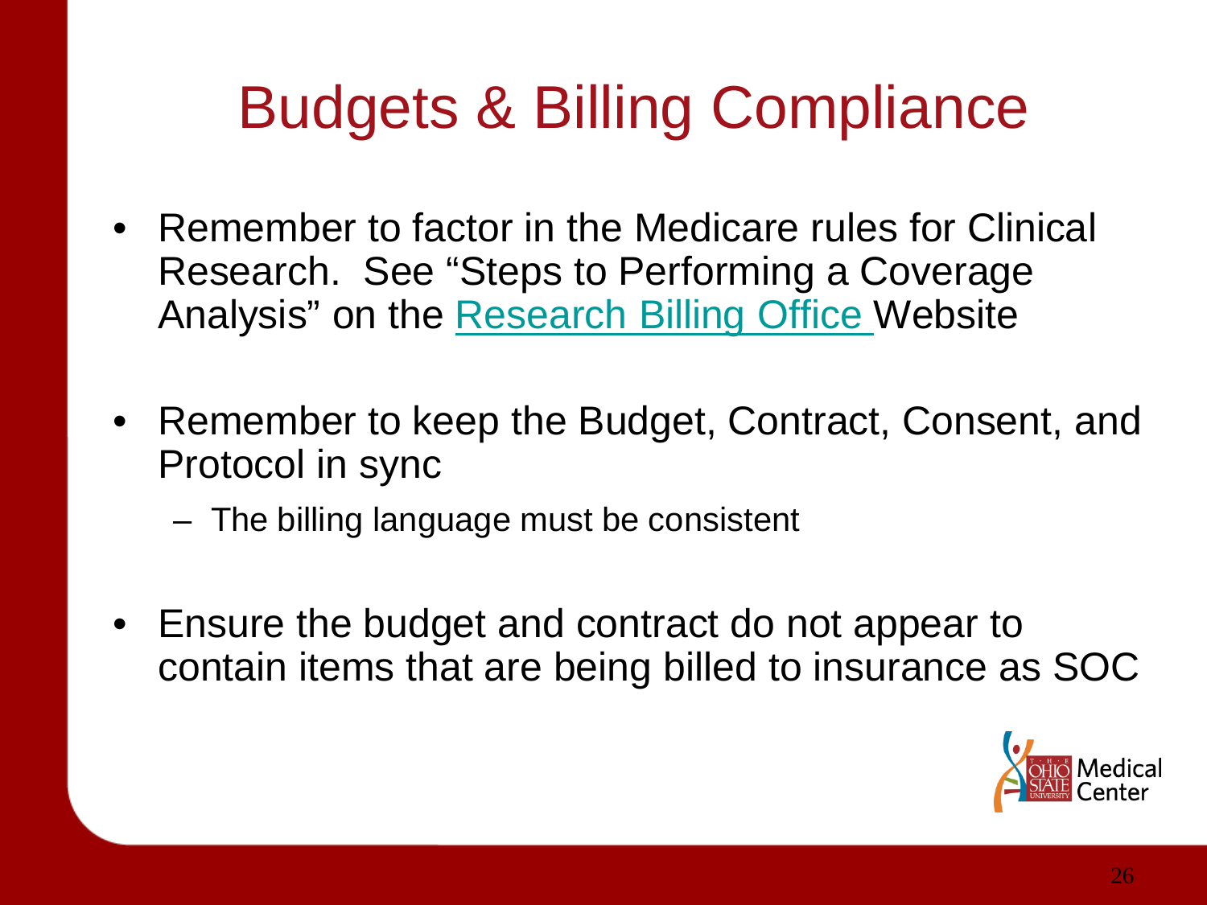# Budgets & Billing Compliance

- Remember to factor in the Medicare rules for Clinical Research. See "Steps to Performing a Coverage Analysis" on the Research Billing Office Website
- Remember to keep the Budget, Contract, Consent, and Protocol in sync
  - The billing language must be consistent
- Ensure the budget and contract do not appear to contain items that are being billed to insurance as SOC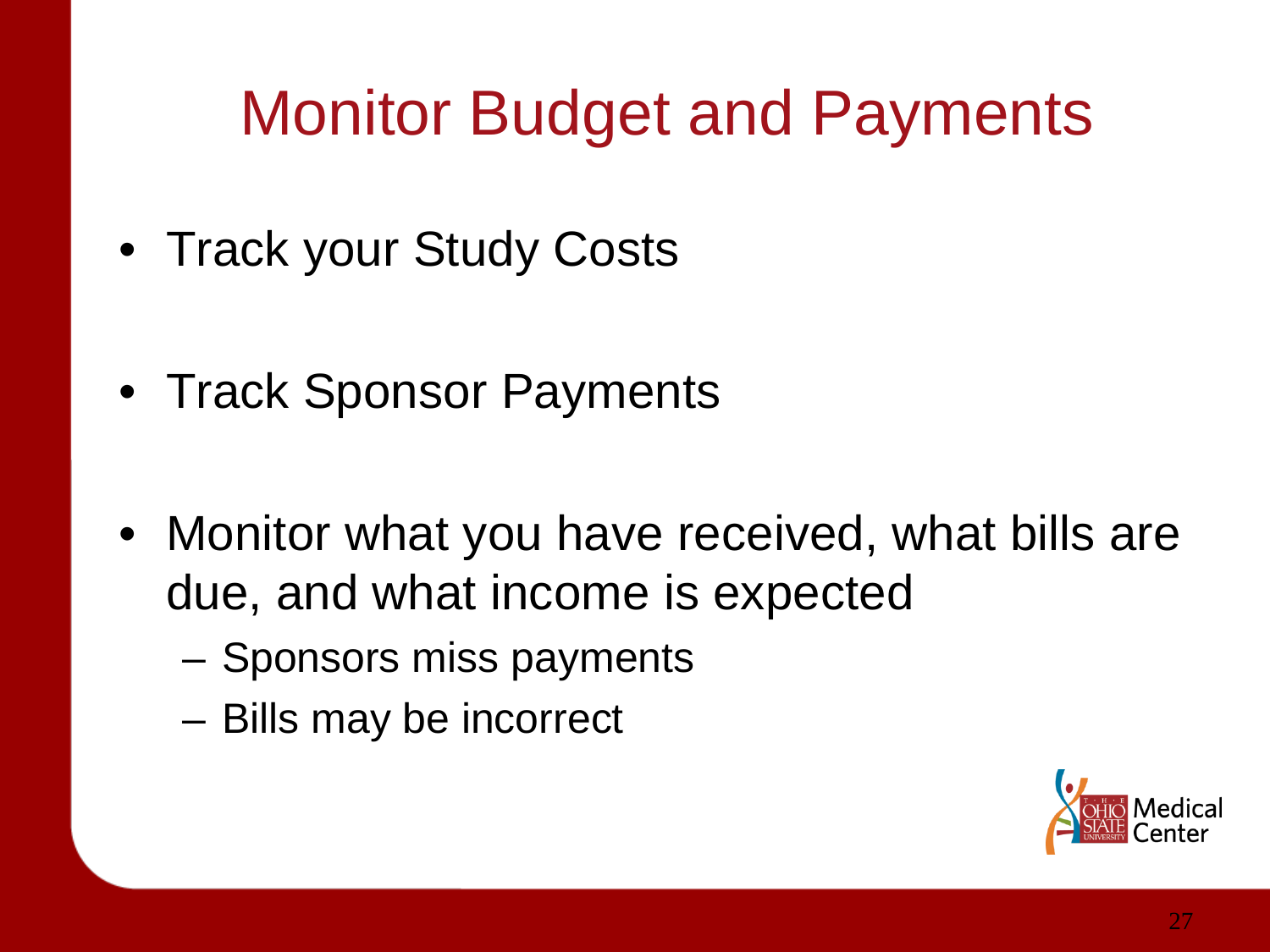# Monitor Budget and Payments

- Track your Study Costs
- Track Sponsor Payments
- Monitor what you have received, what bills are due, and what income is expected
  - Sponsors miss payments
  - Bills may be incorrect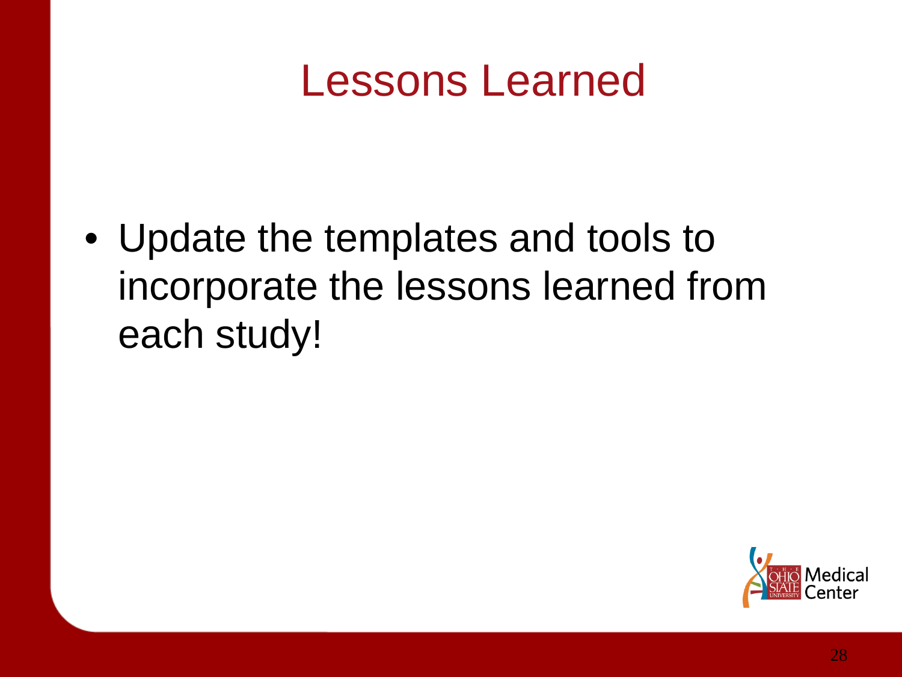# Lessons Learned

- Update the templates and tools to incorporate the lessons learned from each study!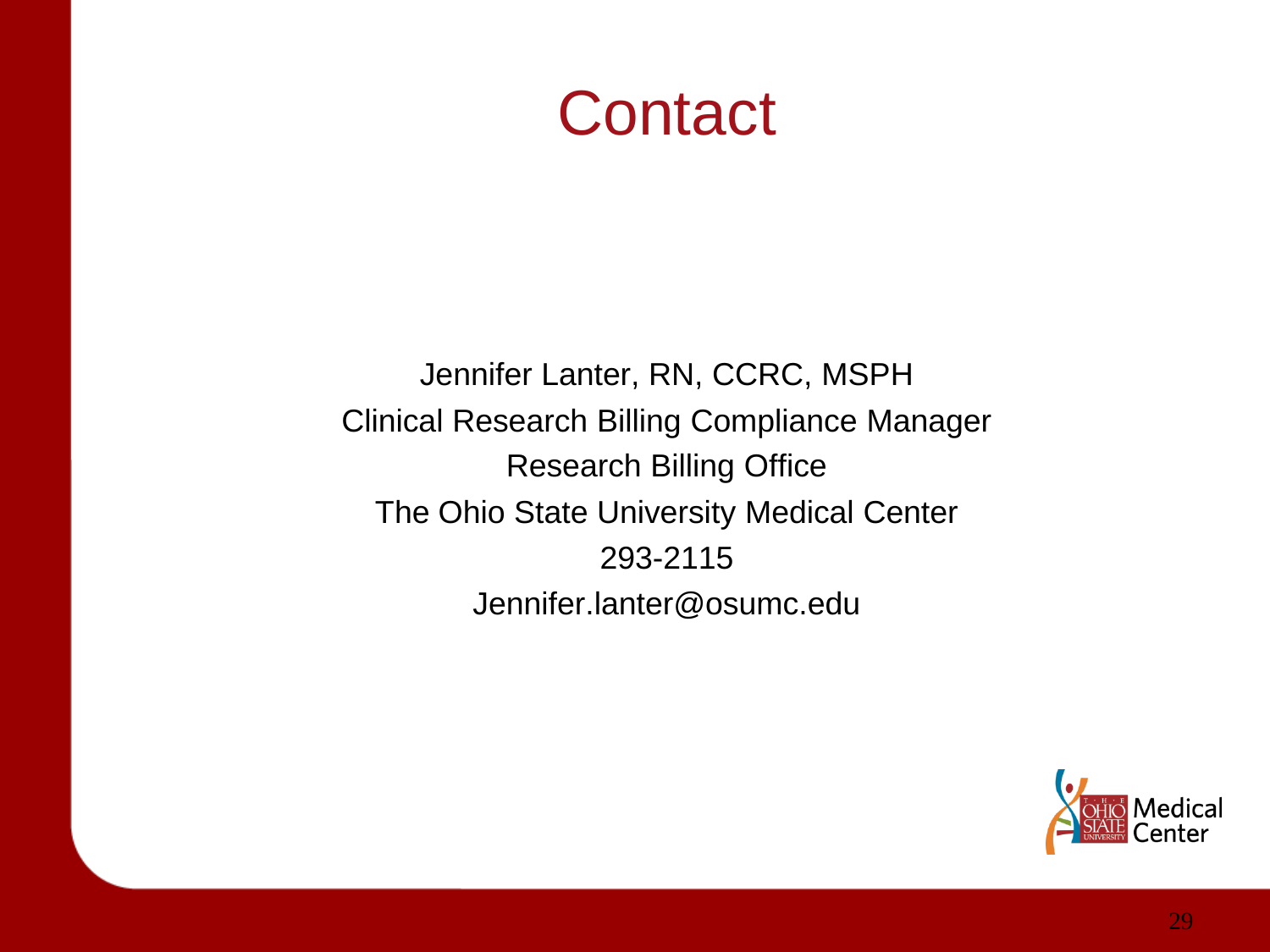# Contact

Jennifer Lanter, RN, CCRC, MSPH

Clinical Research Billing Compliance Manager

Research Billing Office

The Ohio State University Medical Center

293-2115

Jennifer.lanter@osumc.edu